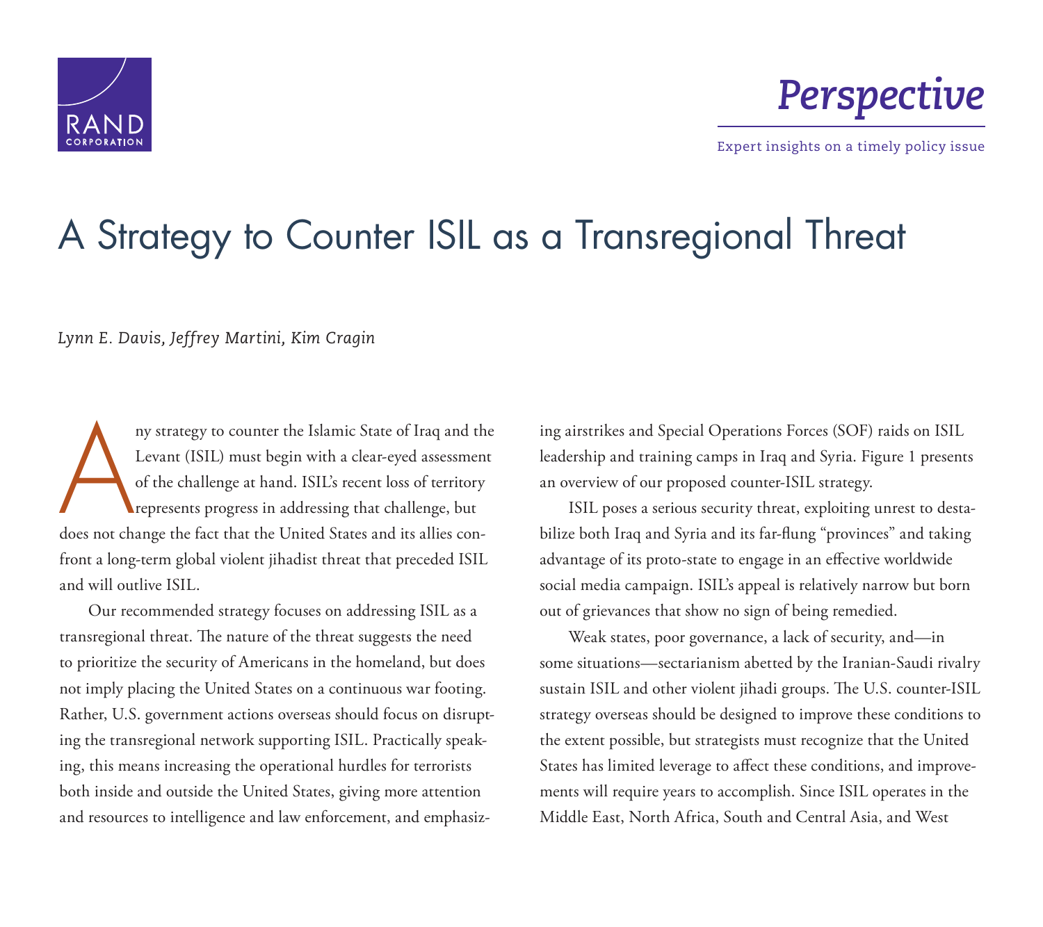RAND CORPORATION

*Perspective*

Expert insights on a timely policy issue

# A Strategy to Counter ISIL as a Transregional Threat

*Lynn E. Davis, Jeffrey Martini, Kim Cragin*

Any strategy to counter the Islamic State of Iraq and the Levant (ISIL) must begin with a clear-eyed assessment of the challenge at hand. ISIL's recent loss of territory represents progress in addressing that challenge, but does not change the fact that the United States and its allies confront a long-term global violent jihadist threat that preceded ISIL and will outlive ISIL.

Our recommended strategy focuses on addressing ISIL as a transregional threat. The nature of the threat suggests the need to prioritize the security of Americans in the homeland, but does not imply placing the United States on a continuous war footing. Rather, U.S. government actions overseas should focus on disrupting the transregional network supporting ISIL. Practically speaking, this means increasing the operational hurdles for terrorists both inside and outside the United States, giving more attention and resources to intelligence and law enforcement, and emphasizing airstrikes and Special Operations Forces (SOF) raids on ISIL leadership and training camps in Iraq and Syria. Figure 1 presents an overview of our proposed counter-ISIL strategy.

ISIL poses a serious security threat, exploiting unrest to destabilize both Iraq and Syria and its far-flung "provinces" and taking advantage of its proto-state to engage in an effective worldwide social media campaign. ISIL's appeal is relatively narrow but born out of grievances that show no sign of being remedied.

Weak states, poor governance, a lack of security, and—in some situations—sectarianism abetted by the Iranian-Saudi rivalry sustain ISIL and other violent jihadi groups. The U.S. counter-ISIL strategy overseas should be designed to improve these conditions to the extent possible, but strategists must recognize that the United States has limited leverage to affect these conditions, and improvements will require years to accomplish. Since ISIL operates in the Middle East, North Africa, South and Central Asia, and West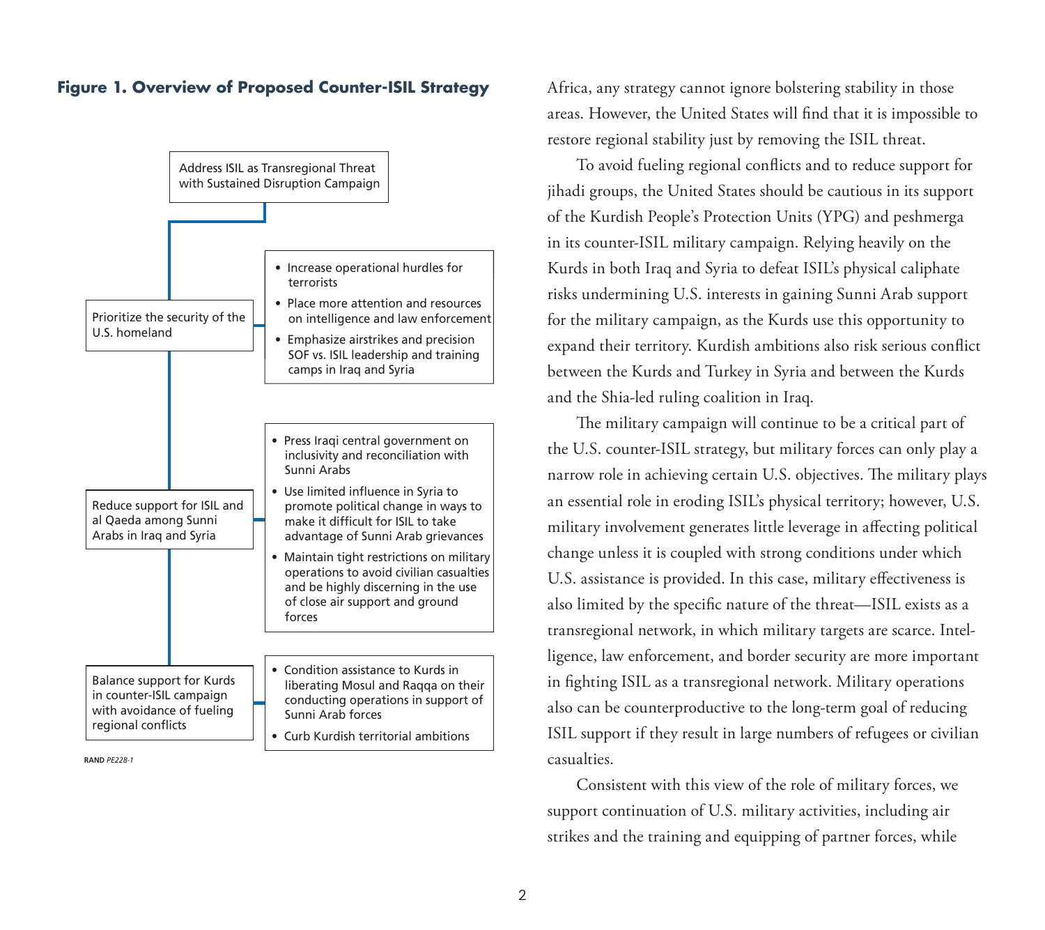**Figure 1. Overview of Proposed Counter-ISIL Strategy**

Address ISIL as Transregional Threat with Sustained Disruption Campaign

- **Prioritize the security of the U.S. homeland**
  - Increase operational hurdles for terrorists
  - Place more attention and resources on intelligence and law enforcement
  - Emphasize airstrikes and precision SOF vs. ISIL leadership and training camps in Iraq and Syria
- **Reduce support for ISIL and al Qaeda among Sunni Arabs in Iraq and Syria**
  - Press Iraqi central government on inclusivity and reconciliation with Sunni Arabs
  - Use limited influence in Syria to promote political change in ways to make it difficult for ISIL to take advantage of Sunni Arab grievances
  - Maintain tight restrictions on military operations to avoid civilian casualties and be highly discerning in the use of close air support and ground forces
- **Balance support for Kurds in counter-ISIL campaign with avoidance of fueling regional conflicts**
  - Condition assistance to Kurds in liberating Mosul and Raqqa on their conducting operations in support of Sunni Arab forces
  - Curb Kurdish territorial ambitions

RAND *PE228-1*

Africa, any strategy cannot ignore bolstering stability in those areas. However, the United States will find that it is impossible to restore regional stability just by removing the ISIL threat.

To avoid fueling regional conflicts and to reduce support for jihadi groups, the United States should be cautious in its support of the Kurdish People's Protection Units (YPG) and peshmerga in its counter-ISIL military campaign. Relying heavily on the Kurds in both Iraq and Syria to defeat ISIL's physical caliphate risks undermining U.S. interests in gaining Sunni Arab support for the military campaign, as the Kurds use this opportunity to expand their territory. Kurdish ambitions also risk serious conflict between the Kurds and Turkey in Syria and between the Kurds and the Shia-led ruling coalition in Iraq.

The military campaign will continue to be a critical part of the U.S. counter-ISIL strategy, but military forces can only play a narrow role in achieving certain U.S. objectives. The military plays an essential role in eroding ISIL's physical territory; however, U.S. military involvement generates little leverage in affecting political change unless it is coupled with strong conditions under which U.S. assistance is provided. In this case, military effectiveness is also limited by the specific nature of the threat—ISIL exists as a transregional network, in which military targets are scarce. Intelligence, law enforcement, and border security are more important in fighting ISIL as a transregional network. Military operations also can be counterproductive to the long-term goal of reducing ISIL support if they result in large numbers of refugees or civilian casualties.

Consistent with this view of the role of military forces, we support continuation of U.S. military activities, including air strikes and the training and equipping of partner forces, while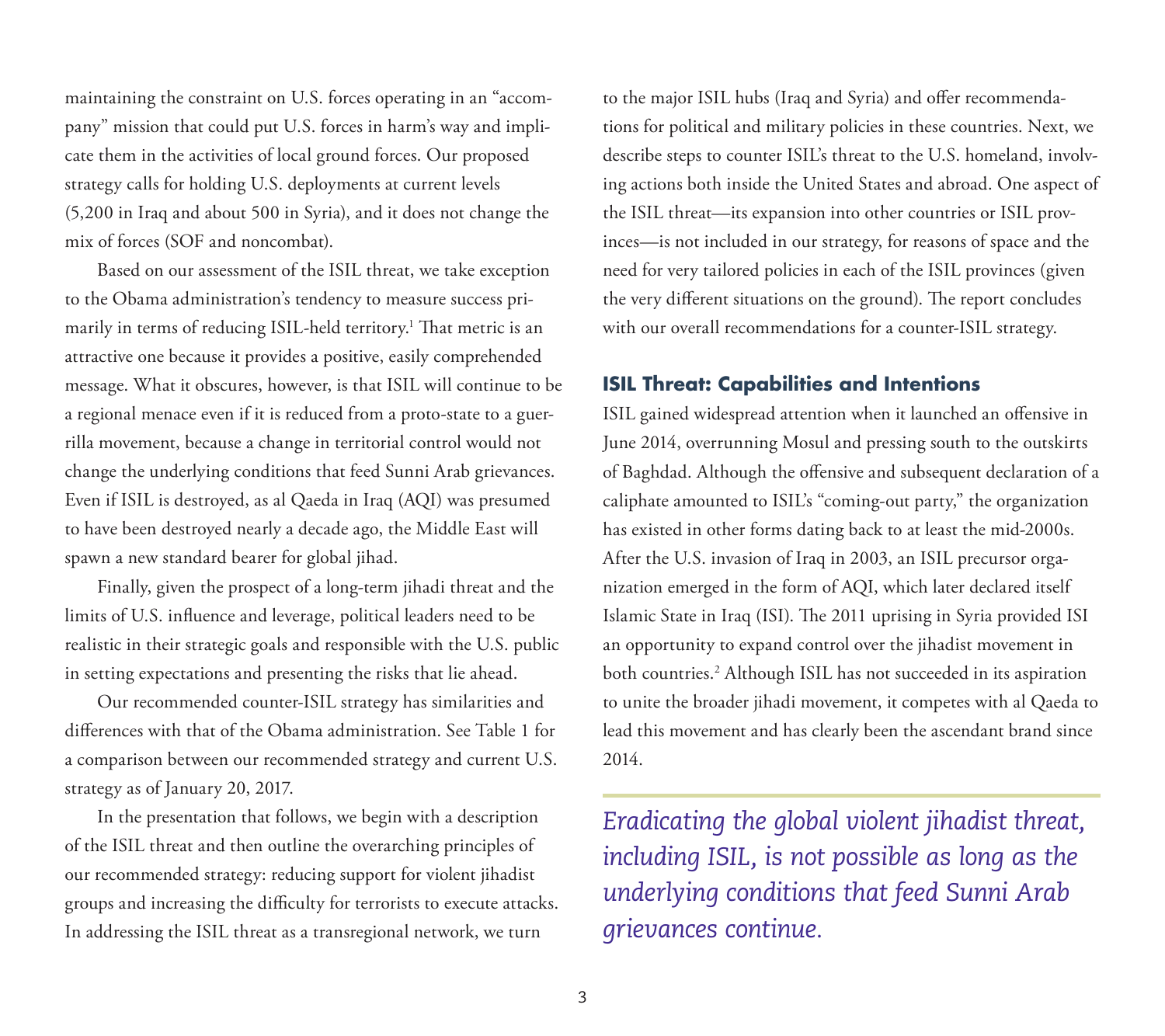maintaining the constraint on U.S. forces operating in an "accompany" mission that could put U.S. forces in harm's way and implicate them in the activities of local ground forces. Our proposed strategy calls for holding U.S. deployments at current levels (5,200 in Iraq and about 500 in Syria), and it does not change the mix of forces (SOF and noncombat).

Based on our assessment of the ISIL threat, we take exception to the Obama administration's tendency to measure success primarily in terms of reducing ISIL-held territory.[1] That metric is an attractive one because it provides a positive, easily comprehended message. What it obscures, however, is that ISIL will continue to be a regional menace even if it is reduced from a proto-state to a guerrilla movement, because a change in territorial control would not change the underlying conditions that feed Sunni Arab grievances. Even if ISIL is destroyed, as al Qaeda in Iraq (AQI) was presumed to have been destroyed nearly a decade ago, the Middle East will spawn a new standard bearer for global jihad.

Finally, given the prospect of a long-term jihadi threat and the limits of U.S. influence and leverage, political leaders need to be realistic in their strategic goals and responsible with the U.S. public in setting expectations and presenting the risks that lie ahead.

Our recommended counter-ISIL strategy has similarities and differences with that of the Obama administration. See Table 1 for a comparison between our recommended strategy and current U.S. strategy as of January 20, 2017.

In the presentation that follows, we begin with a description of the ISIL threat and then outline the overarching principles of our recommended strategy: reducing support for violent jihadist groups and increasing the difficulty for terrorists to execute attacks. In addressing the ISIL threat as a transregional network, we turn to the major ISIL hubs (Iraq and Syria) and offer recommendations for political and military policies in these countries. Next, we describe steps to counter ISIL's threat to the U.S. homeland, involving actions both inside the United States and abroad. One aspect of the ISIL threat—its expansion into other countries or ISIL provinces—is not included in our strategy, for reasons of space and the need for very tailored policies in each of the ISIL provinces (given the very different situations on the ground). The report concludes with our overall recommendations for a counter-ISIL strategy.

## ISIL Threat: Capabilities and Intentions

ISIL gained widespread attention when it launched an offensive in June 2014, overrunning Mosul and pressing south to the outskirts of Baghdad. Although the offensive and subsequent declaration of a caliphate amounted to ISIL's "coming-out party," the organization has existed in other forms dating back to at least the mid-2000s. After the U.S. invasion of Iraq in 2003, an ISIL precursor organization emerged in the form of AQI, which later declared itself Islamic State in Iraq (ISI). The 2011 uprising in Syria provided ISI an opportunity to expand control over the jihadist movement in both countries.[2] Although ISIL has not succeeded in its aspiration to unite the broader jihadi movement, it competes with al Qaeda to lead this movement and has clearly been the ascendant brand since 2014.

*Eradicating the global violent jihadist threat, including ISIL, is not possible as long as the underlying conditions that feed Sunni Arab grievances continue.*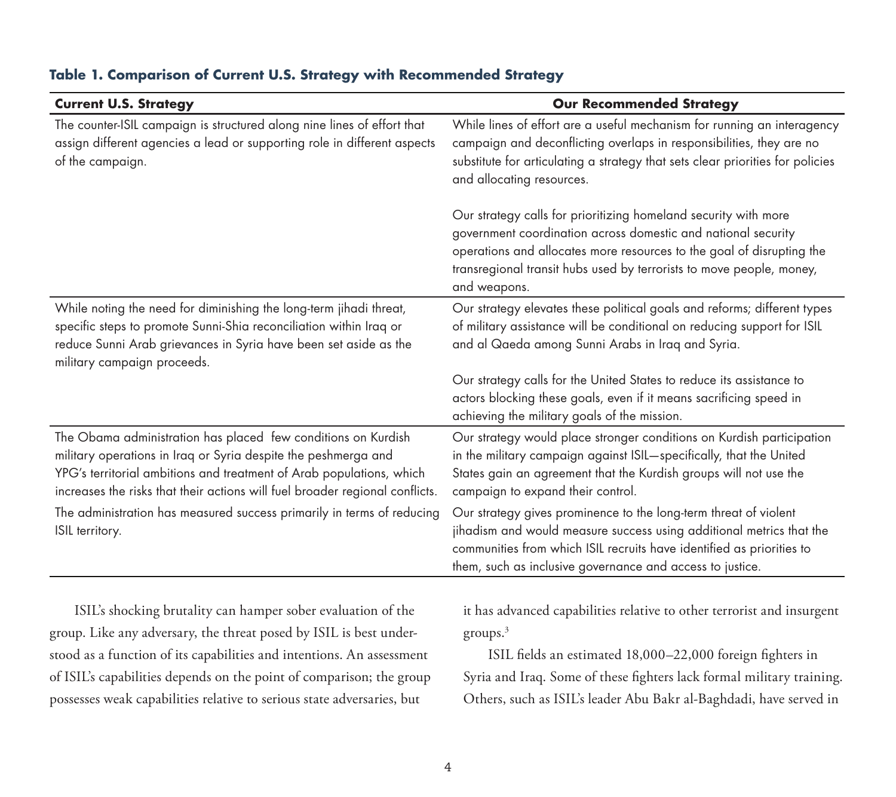**Table 1. Comparison of Current U.S. Strategy with Recommended Strategy**

| Current U.S. Strategy | Our Recommended Strategy |
|---|---|
| The counter-ISIL campaign is structured along nine lines of effort that assign different agencies a lead or supporting role in different aspects of the campaign. | While lines of effort are a useful mechanism for running an interagency campaign and deconflicting overlaps in responsibilities, they are no substitute for articulating a strategy that sets clear priorities for policies and allocating resources.<br><br>Our strategy calls for prioritizing homeland security with more government coordination across domestic and national security operations and allocates more resources to the goal of disrupting the transregional transit hubs used by terrorists to move people, money, and weapons. |
| While noting the need for diminishing the long-term jihadi threat, specific steps to promote Sunni-Shia reconciliation within Iraq or reduce Sunni Arab grievances in Syria have been set aside as the military campaign proceeds. | Our strategy elevates these political goals and reforms; different types of military assistance will be conditional on reducing support for ISIL and al Qaeda among Sunni Arabs in Iraq and Syria.<br><br>Our strategy calls for the United States to reduce its assistance to actors blocking these goals, even if it means sacrificing speed in achieving the military goals of the mission. |
| The Obama administration has placed few conditions on Kurdish military operations in Iraq or Syria despite the peshmerga and YPG's territorial ambitions and treatment of Arab populations, which increases the risks that their actions will fuel broader regional conflicts. | Our strategy would place stronger conditions on Kurdish participation in the military campaign against ISIL—specifically, that the United States gain an agreement that the Kurdish groups will not use the campaign to expand their control. |
| The administration has measured success primarily in terms of reducing ISIL territory. | Our strategy gives prominence to the long-term threat of violent jihadism and would measure success using additional metrics that the communities from which ISIL recruits have identified as priorities to them, such as inclusive governance and access to justice. |

ISIL's shocking brutality can hamper sober evaluation of the group. Like any adversary, the threat posed by ISIL is best understood as a function of its capabilities and intentions. An assessment of ISIL's capabilities depends on the point of comparison; the group possesses weak capabilities relative to serious state adversaries, but it has advanced capabilities relative to other terrorist and insurgent groups.[3]

ISIL fields an estimated 18,000–22,000 foreign fighters in Syria and Iraq. Some of these fighters lack formal military training. Others, such as ISIL's leader Abu Bakr al-Baghdadi, have served in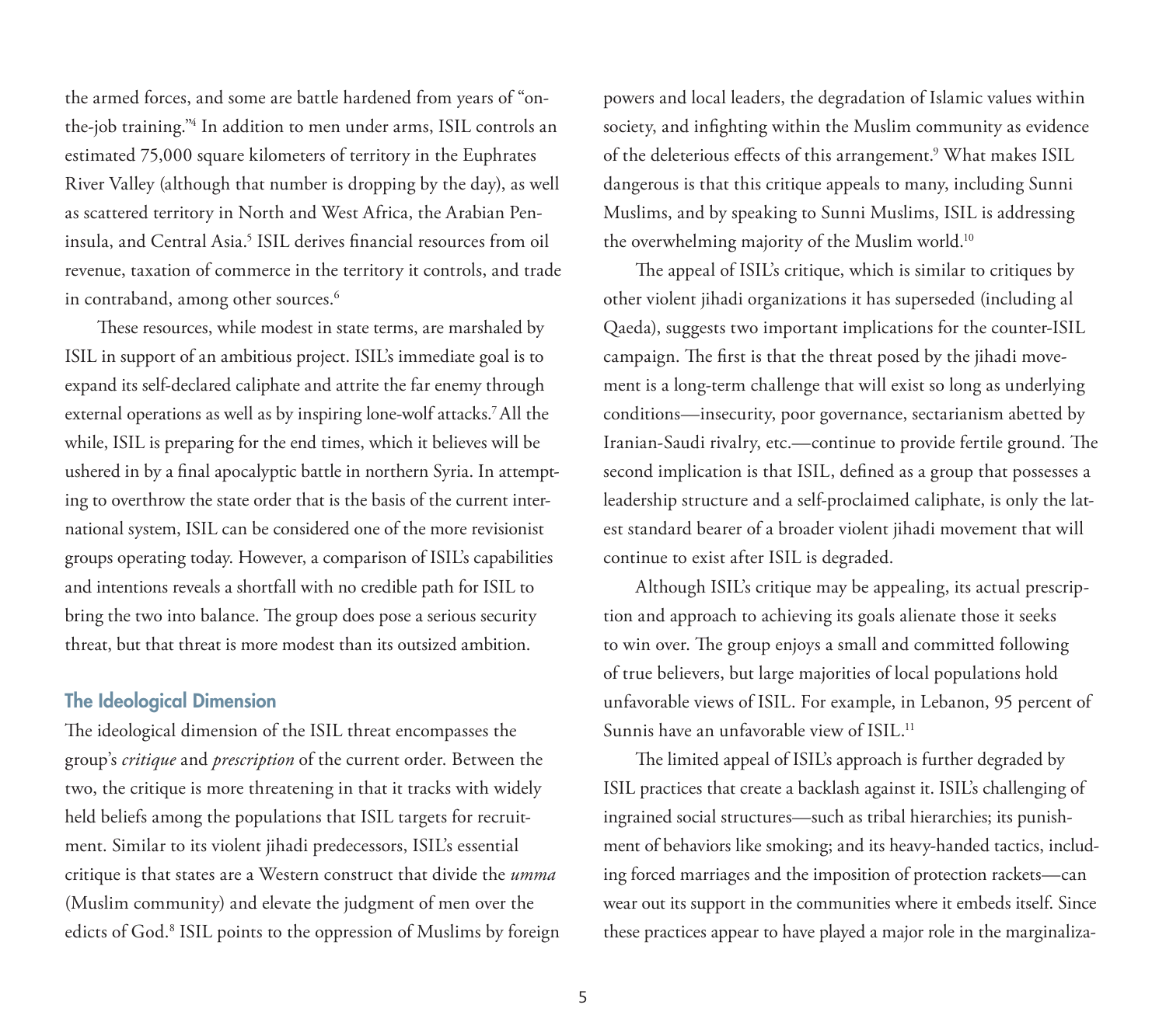the armed forces, and some are battle hardened from years of "on-the-job training."[4] In addition to men under arms, ISIL controls an estimated 75,000 square kilometers of territory in the Euphrates River Valley (although that number is dropping by the day), as well as scattered territory in North and West Africa, the Arabian Peninsula, and Central Asia.[5] ISIL derives financial resources from oil revenue, taxation of commerce in the territory it controls, and trade in contraband, among other sources.[6]

These resources, while modest in state terms, are marshaled by ISIL in support of an ambitious project. ISIL's immediate goal is to expand its self-declared caliphate and attrite the far enemy through external operations as well as by inspiring lone-wolf attacks.[7] All the while, ISIL is preparing for the end times, which it believes will be ushered in by a final apocalyptic battle in northern Syria. In attempting to overthrow the state order that is the basis of the current international system, ISIL can be considered one of the more revisionist groups operating today. However, a comparison of ISIL's capabilities and intentions reveals a shortfall with no credible path for ISIL to bring the two into balance. The group does pose a serious security threat, but that threat is more modest than its outsized ambition.

## The Ideological Dimension

The ideological dimension of the ISIL threat encompasses the group's *critique* and *prescription* of the current order. Between the two, the critique is more threatening in that it tracks with widely held beliefs among the populations that ISIL targets for recruitment. Similar to its violent jihadi predecessors, ISIL's essential critique is that states are a Western construct that divide the *umma* (Muslim community) and elevate the judgment of men over the edicts of God.[8] ISIL points to the oppression of Muslims by foreign powers and local leaders, the degradation of Islamic values within society, and infighting within the Muslim community as evidence of the deleterious effects of this arrangement.[9] What makes ISIL dangerous is that this critique appeals to many, including Sunni Muslims, and by speaking to Sunni Muslims, ISIL is addressing the overwhelming majority of the Muslim world.[10]

The appeal of ISIL's critique, which is similar to critiques by other violent jihadi organizations it has superseded (including al Qaeda), suggests two important implications for the counter-ISIL campaign. The first is that the threat posed by the jihadi movement is a long-term challenge that will exist so long as underlying conditions—insecurity, poor governance, sectarianism abetted by Iranian-Saudi rivalry, etc.—continue to provide fertile ground. The second implication is that ISIL, defined as a group that possesses a leadership structure and a self-proclaimed caliphate, is only the latest standard bearer of a broader violent jihadi movement that will continue to exist after ISIL is degraded.

Although ISIL's critique may be appealing, its actual prescription and approach to achieving its goals alienate those it seeks to win over. The group enjoys a small and committed following of true believers, but large majorities of local populations hold unfavorable views of ISIL. For example, in Lebanon, 95 percent of Sunnis have an unfavorable view of ISIL.[11]

The limited appeal of ISIL's approach is further degraded by ISIL practices that create a backlash against it. ISIL's challenging of ingrained social structures—such as tribal hierarchies; its punishment of behaviors like smoking; and its heavy-handed tactics, including forced marriages and the imposition of protection rackets—can wear out its support in the communities where it embeds itself. Since these practices appear to have played a major role in the marginaliza-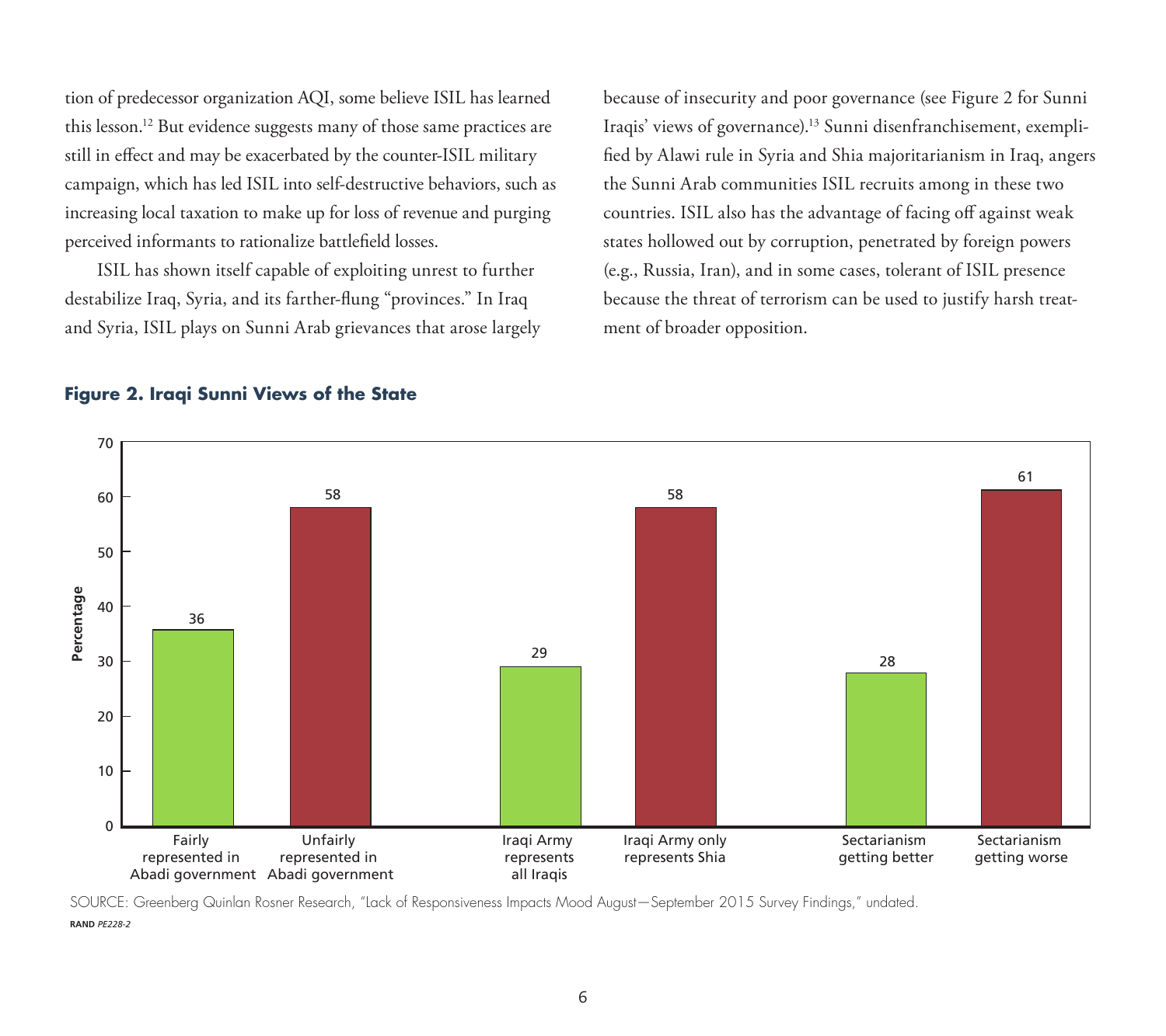tion of predecessor organization AQI, some believe ISIL has learned this lesson.[12] But evidence suggests many of those same practices are still in effect and may be exacerbated by the counter-ISIL military campaign, which has led ISIL into self-destructive behaviors, such as increasing local taxation to make up for loss of revenue and purging perceived informants to rationalize battlefield losses.

ISIL has shown itself capable of exploiting unrest to further destabilize Iraq, Syria, and its farther-flung "provinces." In Iraq and Syria, ISIL plays on Sunni Arab grievances that arose largely because of insecurity and poor governance (see Figure 2 for Sunni Iraqis' views of governance).[13] Sunni disenfranchisement, exemplified by Alawi rule in Syria and Shia majoritarianism in Iraq, angers the Sunni Arab communities ISIL recruits among in these two countries. ISIL also has the advantage of facing off against weak states hollowed out by corruption, penetrated by foreign powers (e.g., Russia, Iran), and in some cases, tolerant of ISIL presence because the threat of terrorism can be used to justify harsh treatment of broader opposition.

**Figure 2. Iraqi Sunni Views of the State**

| Category | Percentage |
|---|---|
| Fairly represented in Abadi government | 36 |
| Unfairly represented in Abadi government | 58 |
| Iraqi Army represents all Iraqis | 29 |
| Iraqi Army only represents Shia | 58 |
| Sectarianism getting better | 28 |
| Sectarianism getting worse | 61 |

SOURCE: Greenberg Quinlan Rosner Research, "Lack of Responsiveness Impacts Mood August—September 2015 Survey Findings," undated.

**RAND** *PE228-2*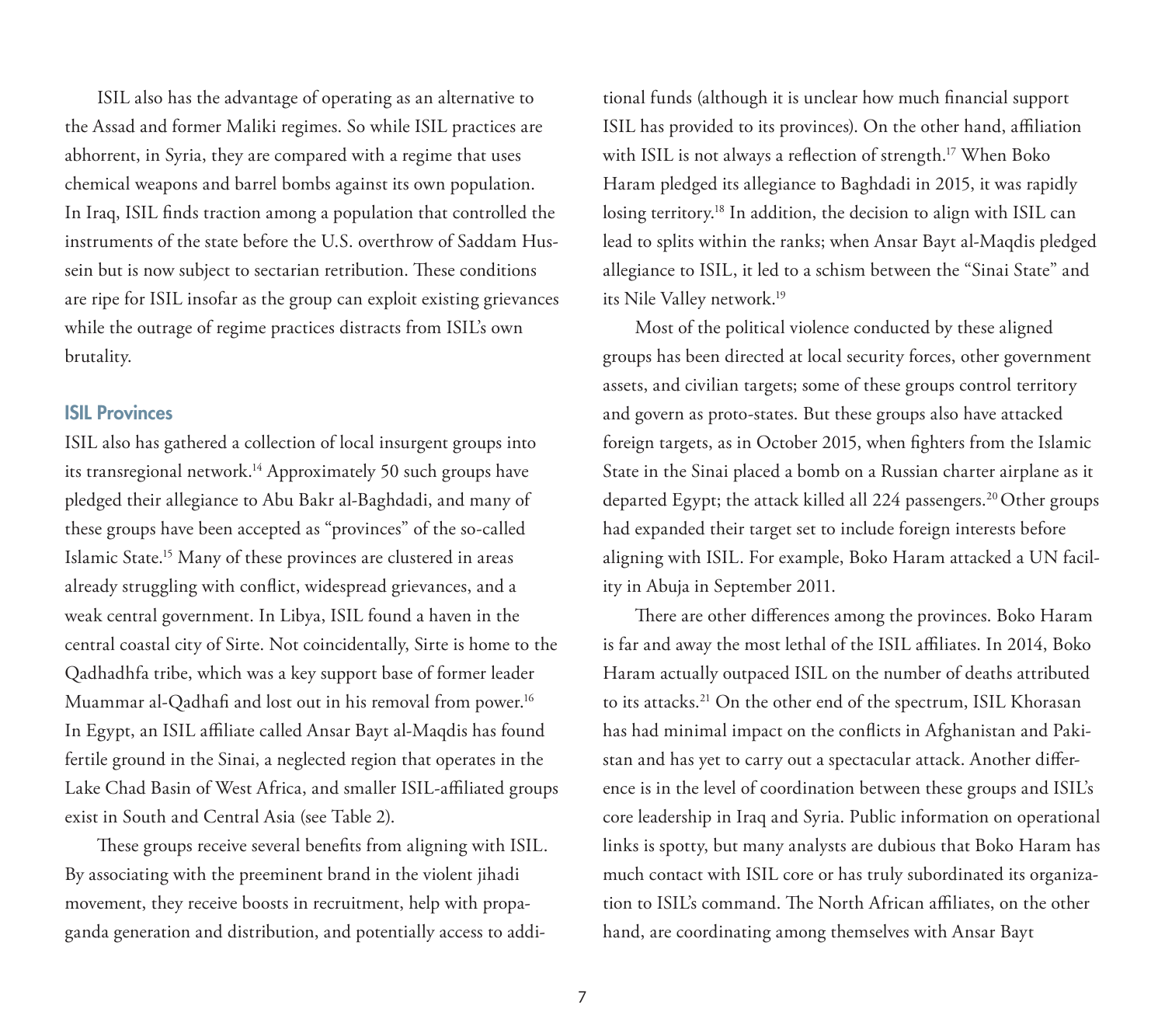ISIL also has the advantage of operating as an alternative to the Assad and former Maliki regimes. So while ISIL practices are abhorrent, in Syria, they are compared with a regime that uses chemical weapons and barrel bombs against its own population. In Iraq, ISIL finds traction among a population that controlled the instruments of the state before the U.S. overthrow of Saddam Hussein but is now subject to sectarian retribution. These conditions are ripe for ISIL insofar as the group can exploit existing grievances while the outrage of regime practices distracts from ISIL's own brutality.

## ISIL Provinces

ISIL also has gathered a collection of local insurgent groups into its transregional network.[14] Approximately 50 such groups have pledged their allegiance to Abu Bakr al-Baghdadi, and many of these groups have been accepted as "provinces" of the so-called Islamic State.[15] Many of these provinces are clustered in areas already struggling with conflict, widespread grievances, and a weak central government. In Libya, ISIL found a haven in the central coastal city of Sirte. Not coincidentally, Sirte is home to the Qadhadhfa tribe, which was a key support base of former leader Muammar al-Qadhafi and lost out in his removal from power.[16] In Egypt, an ISIL affiliate called Ansar Bayt al-Maqdis has found fertile ground in the Sinai, a neglected region that operates in the Lake Chad Basin of West Africa, and smaller ISIL-affiliated groups exist in South and Central Asia (see Table 2).

These groups receive several benefits from aligning with ISIL. By associating with the preeminent brand in the violent jihadi movement, they receive boosts in recruitment, help with propaganda generation and distribution, and potentially access to additional funds (although it is unclear how much financial support ISIL has provided to its provinces). On the other hand, affiliation with ISIL is not always a reflection of strength.[17] When Boko Haram pledged its allegiance to Baghdadi in 2015, it was rapidly losing territory.[18] In addition, the decision to align with ISIL can lead to splits within the ranks; when Ansar Bayt al-Maqdis pledged allegiance to ISIL, it led to a schism between the "Sinai State" and its Nile Valley network.[19]

Most of the political violence conducted by these aligned groups has been directed at local security forces, other government assets, and civilian targets; some of these groups control territory and govern as proto-states. But these groups also have attacked foreign targets, as in October 2015, when fighters from the Islamic State in the Sinai placed a bomb on a Russian charter airplane as it departed Egypt; the attack killed all 224 passengers.[20] Other groups had expanded their target set to include foreign interests before aligning with ISIL. For example, Boko Haram attacked a UN facility in Abuja in September 2011.

There are other differences among the provinces. Boko Haram is far and away the most lethal of the ISIL affiliates. In 2014, Boko Haram actually outpaced ISIL on the number of deaths attributed to its attacks.[21] On the other end of the spectrum, ISIL Khorasan has had minimal impact on the conflicts in Afghanistan and Pakistan and has yet to carry out a spectacular attack. Another difference is in the level of coordination between these groups and ISIL's core leadership in Iraq and Syria. Public information on operational links is spotty, but many analysts are dubious that Boko Haram has much contact with ISIL core or has truly subordinated its organization to ISIL's command. The North African affiliates, on the other hand, are coordinating among themselves with Ansar Bayt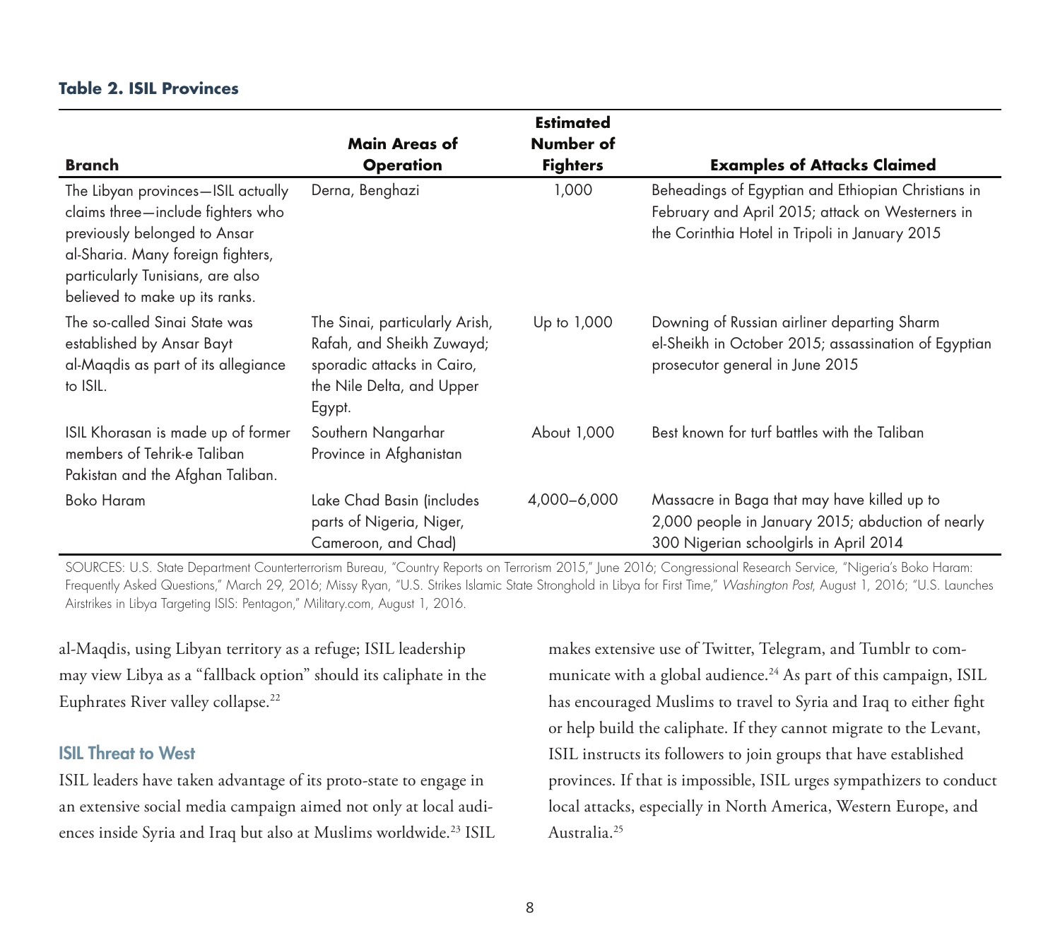**Table 2. ISIL Provinces**

| Branch | Main Areas of Operation | Estimated Number of Fighters | Examples of Attacks Claimed |
|---|---|---|---|
| The Libyan provinces—ISIL actually claims three—include fighters who previously belonged to Ansar al-Sharia. Many foreign fighters, particularly Tunisians, are also believed to make up its ranks. | Derna, Benghazi | 1,000 | Beheadings of Egyptian and Ethiopian Christians in February and April 2015; attack on Westerners in the Corinthia Hotel in Tripoli in January 2015 |
| The so-called Sinai State was established by Ansar Bayt al-Maqdis as part of its allegiance to ISIL. | The Sinai, particularly Arish, Rafah, and Sheikh Zuwayd; sporadic attacks in Cairo, the Nile Delta, and Upper Egypt. | Up to 1,000 | Downing of Russian airliner departing Sharm el-Sheikh in October 2015; assassination of Egyptian prosecutor general in June 2015 |
| ISIL Khorasan is made up of former members of Tehrik-e Taliban Pakistan and the Afghan Taliban. | Southern Nangarhar Province in Afghanistan | About 1,000 | Best known for turf battles with the Taliban |
| Boko Haram | Lake Chad Basin (includes parts of Nigeria, Niger, Cameroon, and Chad) | 4,000–6,000 | Massacre in Baga that may have killed up to 2,000 people in January 2015; abduction of nearly 300 Nigerian schoolgirls in April 2014 |

SOURCES: U.S. State Department Counterterrorism Bureau, "Country Reports on Terrorism 2015," June 2016; Congressional Research Service, "Nigeria's Boko Haram: Frequently Asked Questions," March 29, 2016; Missy Ryan, "U.S. Strikes Islamic State Stronghold in Libya for First Time," *Washington Post*, August 1, 2016; "U.S. Launches Airstrikes in Libya Targeting ISIS: Pentagon," Military.com, August 1, 2016.

al-Maqdis, using Libyan territory as a refuge; ISIL leadership may view Libya as a "fallback option" should its caliphate in the Euphrates River valley collapse.[22]

## ISIL Threat to West

ISIL leaders have taken advantage of its proto-state to engage in an extensive social media campaign aimed not only at local audiences inside Syria and Iraq but also at Muslims worldwide.[23] ISIL makes extensive use of Twitter, Telegram, and Tumblr to communicate with a global audience.[24] As part of this campaign, ISIL has encouraged Muslims to travel to Syria and Iraq to either fight or help build the caliphate. If they cannot migrate to the Levant, ISIL instructs its followers to join groups that have established provinces. If that is impossible, ISIL urges sympathizers to conduct local attacks, especially in North America, Western Europe, and Australia.[25]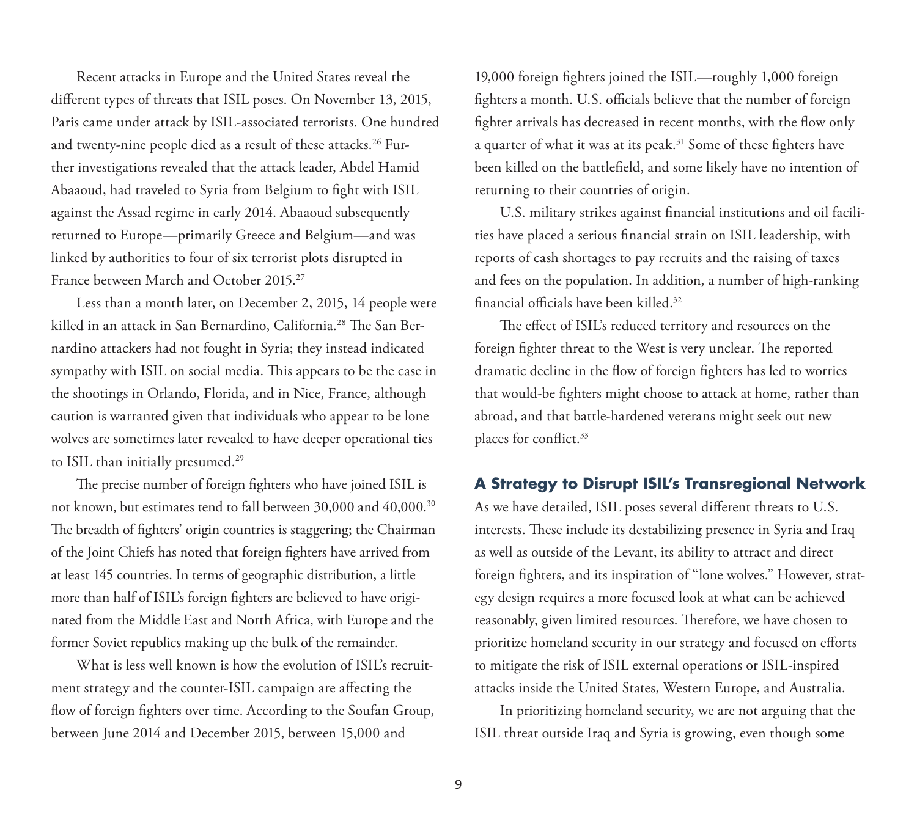Recent attacks in Europe and the United States reveal the different types of threats that ISIL poses. On November 13, 2015, Paris came under attack by ISIL-associated terrorists. One hundred and twenty-nine people died as a result of these attacks.[26] Further investigations revealed that the attack leader, Abdel Hamid Abaaoud, had traveled to Syria from Belgium to fight with ISIL against the Assad regime in early 2014. Abaaoud subsequently returned to Europe—primarily Greece and Belgium—and was linked by authorities to four of six terrorist plots disrupted in France between March and October 2015.[27]

Less than a month later, on December 2, 2015, 14 people were killed in an attack in San Bernardino, California.[28] The San Bernardino attackers had not fought in Syria; they instead indicated sympathy with ISIL on social media. This appears to be the case in the shootings in Orlando, Florida, and in Nice, France, although caution is warranted given that individuals who appear to be lone wolves are sometimes later revealed to have deeper operational ties to ISIL than initially presumed.[29]

The precise number of foreign fighters who have joined ISIL is not known, but estimates tend to fall between 30,000 and 40,000.[30] The breadth of fighters' origin countries is staggering; the Chairman of the Joint Chiefs has noted that foreign fighters have arrived from at least 145 countries. In terms of geographic distribution, a little more than half of ISIL's foreign fighters are believed to have originated from the Middle East and North Africa, with Europe and the former Soviet republics making up the bulk of the remainder.

What is less well known is how the evolution of ISIL's recruitment strategy and the counter-ISIL campaign are affecting the flow of foreign fighters over time. According to the Soufan Group, between June 2014 and December 2015, between 15,000 and 19,000 foreign fighters joined the ISIL—roughly 1,000 foreign fighters a month. U.S. officials believe that the number of foreign fighter arrivals has decreased in recent months, with the flow only a quarter of what it was at its peak.[31] Some of these fighters have been killed on the battlefield, and some likely have no intention of returning to their countries of origin.

U.S. military strikes against financial institutions and oil facilities have placed a serious financial strain on ISIL leadership, with reports of cash shortages to pay recruits and the raising of taxes and fees on the population. In addition, a number of high-ranking financial officials have been killed.[32]

The effect of ISIL's reduced territory and resources on the foreign fighter threat to the West is very unclear. The reported dramatic decline in the flow of foreign fighters has led to worries that would-be fighters might choose to attack at home, rather than abroad, and that battle-hardened veterans might seek out new places for conflict.[33]

## A Strategy to Disrupt ISIL's Transregional Network

As we have detailed, ISIL poses several different threats to U.S. interests. These include its destabilizing presence in Syria and Iraq as well as outside of the Levant, its ability to attract and direct foreign fighters, and its inspiration of "lone wolves." However, strategy design requires a more focused look at what can be achieved reasonably, given limited resources. Therefore, we have chosen to prioritize homeland security in our strategy and focused on efforts to mitigate the risk of ISIL external operations or ISIL-inspired attacks inside the United States, Western Europe, and Australia.

In prioritizing homeland security, we are not arguing that the ISIL threat outside Iraq and Syria is growing, even though some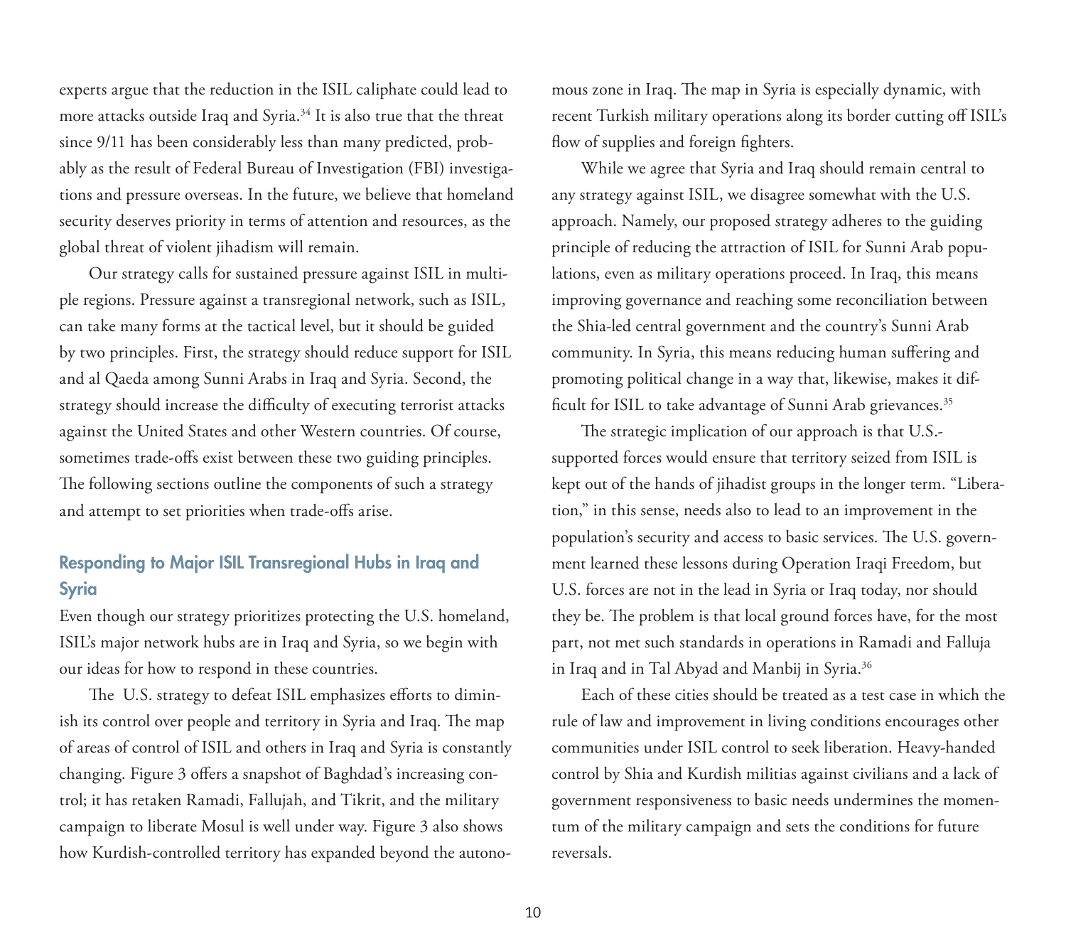experts argue that the reduction in the ISIL caliphate could lead to more attacks outside Iraq and Syria.[34] It is also true that the threat since 9/11 has been considerably less than many predicted, probably as the result of Federal Bureau of Investigation (FBI) investigations and pressure overseas. In the future, we believe that homeland security deserves priority in terms of attention and resources, as the global threat of violent jihadism will remain.

Our strategy calls for sustained pressure against ISIL in multiple regions. Pressure against a transregional network, such as ISIL, can take many forms at the tactical level, but it should be guided by two principles. First, the strategy should reduce support for ISIL and al Qaeda among Sunni Arabs in Iraq and Syria. Second, the strategy should increase the difficulty of executing terrorist attacks against the United States and other Western countries. Of course, sometimes trade-offs exist between these two guiding principles. The following sections outline the components of such a strategy and attempt to set priorities when trade-offs arise.

## Responding to Major ISIL Transregional Hubs in Iraq and Syria

Even though our strategy prioritizes protecting the U.S. homeland, ISIL's major network hubs are in Iraq and Syria, so we begin with our ideas for how to respond in these countries.

The U.S. strategy to defeat ISIL emphasizes efforts to diminish its control over people and territory in Syria and Iraq. The map of areas of control of ISIL and others in Iraq and Syria is constantly changing. Figure 3 offers a snapshot of Baghdad's increasing control; it has retaken Ramadi, Fallujah, and Tikrit, and the military campaign to liberate Mosul is well under way. Figure 3 also shows how Kurdish-controlled territory has expanded beyond the autonomous zone in Iraq. The map in Syria is especially dynamic, with recent Turkish military operations along its border cutting off ISIL's flow of supplies and foreign fighters.

While we agree that Syria and Iraq should remain central to any strategy against ISIL, we disagree somewhat with the U.S. approach. Namely, our proposed strategy adheres to the guiding principle of reducing the attraction of ISIL for Sunni Arab populations, even as military operations proceed. In Iraq, this means improving governance and reaching some reconciliation between the Shia-led central government and the country's Sunni Arab community. In Syria, this means reducing human suffering and promoting political change in a way that, likewise, makes it difficult for ISIL to take advantage of Sunni Arab grievances.[35]

The strategic implication of our approach is that U.S.-supported forces would ensure that territory seized from ISIL is kept out of the hands of jihadist groups in the longer term. "Liberation," in this sense, needs also to lead to an improvement in the population's security and access to basic services. The U.S. government learned these lessons during Operation Iraqi Freedom, but U.S. forces are not in the lead in Syria or Iraq today, nor should they be. The problem is that local ground forces have, for the most part, not met such standards in operations in Ramadi and Falluja in Iraq and in Tal Abyad and Manbij in Syria.[36]

Each of these cities should be treated as a test case in which the rule of law and improvement in living conditions encourages other communities under ISIL control to seek liberation. Heavy-handed control by Shia and Kurdish militias against civilians and a lack of government responsiveness to basic needs undermines the momentum of the military campaign and sets the conditions for future reversals.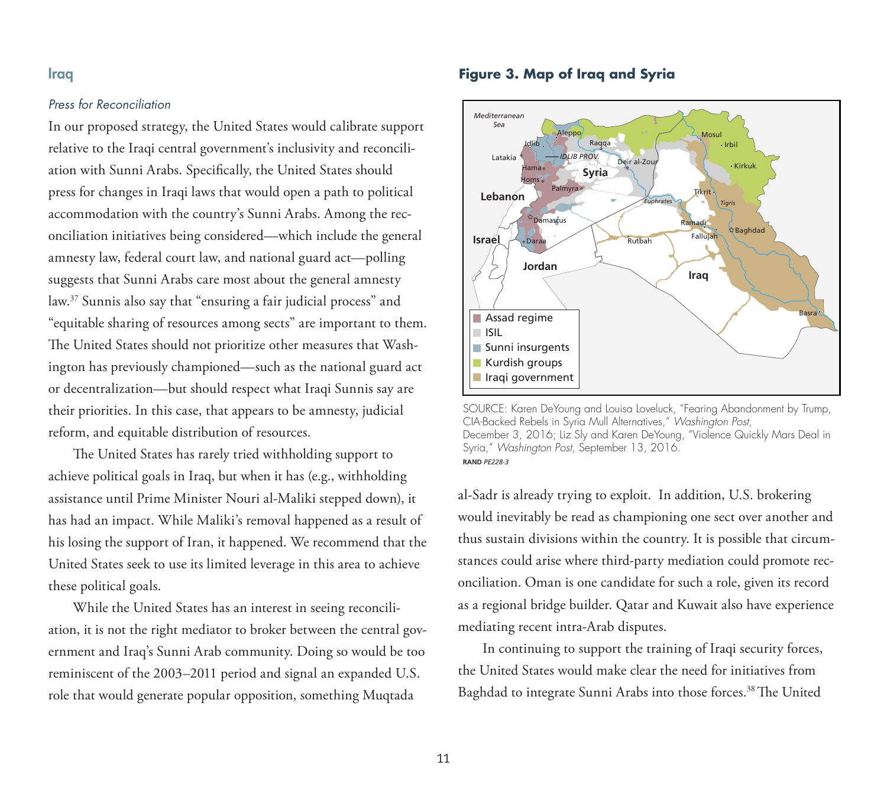## Iraq

*Press for Reconciliation*

In our proposed strategy, the United States would calibrate support relative to the Iraqi central government's inclusivity and reconciliation with Sunni Arabs. Specifically, the United States should press for changes in Iraqi laws that would open a path to political accommodation with the country's Sunni Arabs. Among the reconciliation initiatives being considered—which include the general amnesty law, federal court law, and national guard act—polling suggests that Sunni Arabs care most about the general amnesty law.[37] Sunnis also say that "ensuring a fair judicial process" and "equitable sharing of resources among sects" are important to them. The United States should not prioritize other measures that Washington has previously championed—such as the national guard act or decentralization—but should respect what Iraqi Sunnis say are their priorities. In this case, that appears to be amnesty, judicial reform, and equitable distribution of resources.

The United States has rarely tried withholding support to achieve political goals in Iraq, but when it has (e.g., withholding assistance until Prime Minister Nouri al-Maliki stepped down), it has had an impact. While Maliki's removal happened as a result of his losing the support of Iran, it happened. We recommend that the United States seek to use its limited leverage in this area to achieve these political goals.

While the United States has an interest in seeing reconciliation, it is not the right mediator to broker between the central government and Iraq's Sunni Arab community. Doing so would be too reminiscent of the 2003–2011 period and signal an expanded U.S. role that would generate popular opposition, something Muqtada al-Sadr is already trying to exploit. In addition, U.S. brokering would inevitably be read as championing one sect over another and thus sustain divisions within the country. It is possible that circumstances could arise where third-party mediation could promote reconciliation. Oman is one candidate for such a role, given its record as a regional bridge builder. Qatar and Kuwait also have experience mediating recent intra-Arab disputes.

In continuing to support the training of Iraqi security forces, the United States would make clear the need for initiatives from Baghdad to integrate Sunni Arabs into those forces.[38] The United

**Figure 3. Map of Iraq and Syria**

SOURCE: Karen DeYoung and Louisa Loveluck, "Fearing Abandonment by Trump, CIA-Backed Rebels in Syria Mull Alternatives," *Washington Post*, December 3, 2016; Liz Sly and Karen DeYoung, "Violence Quickly Mars Deal in Syria," *Washington Post*, September 13, 2016.

**RAND** *PE228-3*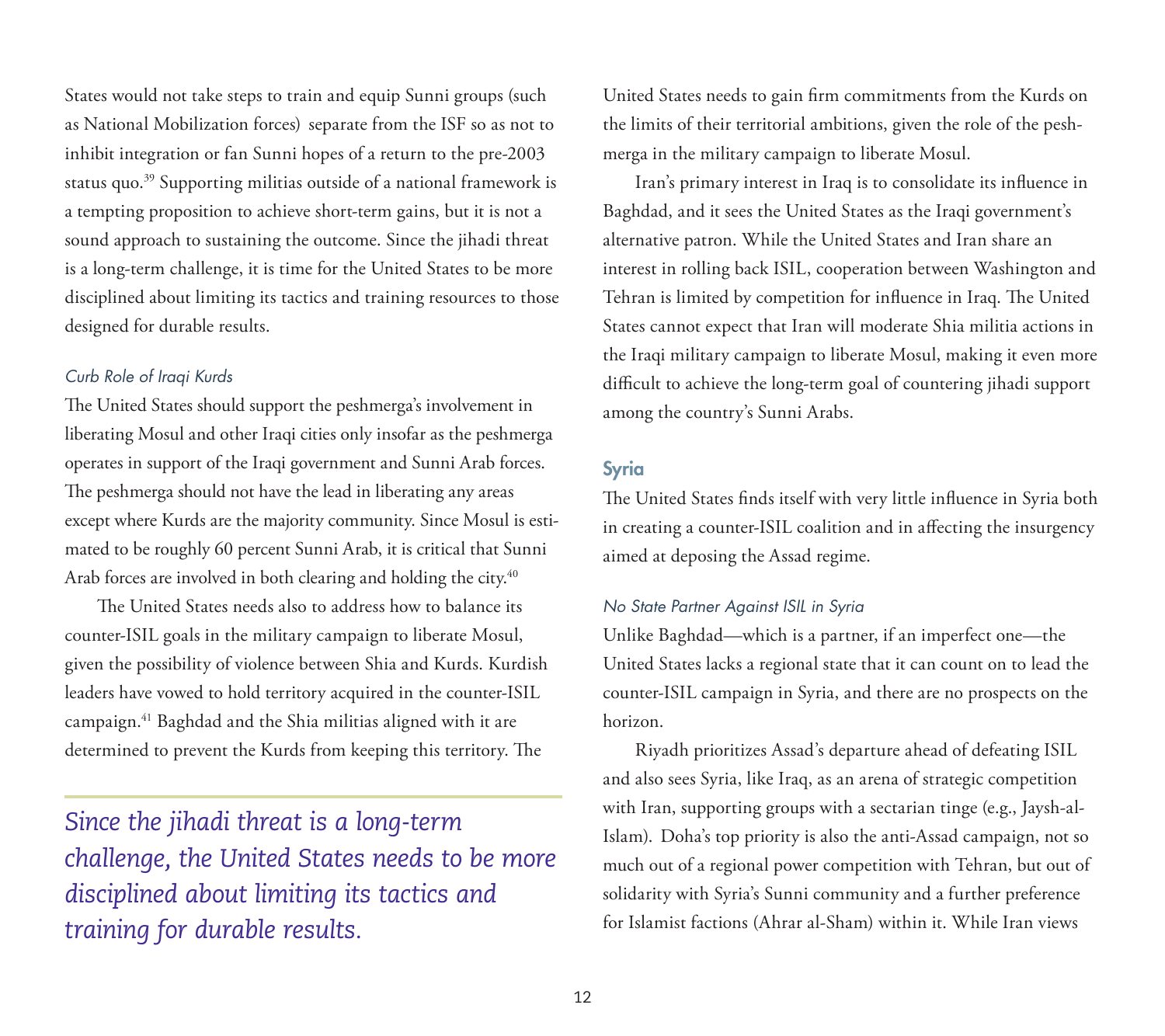States would not take steps to train and equip Sunni groups (such as National Mobilization forces) separate from the ISF so as not to inhibit integration or fan Sunni hopes of a return to the pre-2003 status quo.[39] Supporting militias outside of a national framework is a tempting proposition to achieve short-term gains, but it is not a sound approach to sustaining the outcome. Since the jihadi threat is a long-term challenge, it is time for the United States to be more disciplined about limiting its tactics and training resources to those designed for durable results.

*Curb Role of Iraqi Kurds*

The United States should support the peshmerga's involvement in liberating Mosul and other Iraqi cities only insofar as the peshmerga operates in support of the Iraqi government and Sunni Arab forces. The peshmerga should not have the lead in liberating any areas except where Kurds are the majority community. Since Mosul is estimated to be roughly 60 percent Sunni Arab, it is critical that Sunni Arab forces are involved in both clearing and holding the city.[40]

The United States needs also to address how to balance its counter-ISIL goals in the military campaign to liberate Mosul, given the possibility of violence between Shia and Kurds. Kurdish leaders have vowed to hold territory acquired in the counter-ISIL campaign.[41] Baghdad and the Shia militias aligned with it are determined to prevent the Kurds from keeping this territory. The United States needs to gain firm commitments from the Kurds on the limits of their territorial ambitions, given the role of the peshmerga in the military campaign to liberate Mosul.

> *Since the jihadi threat is a long-term challenge, the United States needs to be more disciplined about limiting its tactics and training for durable results.*

Iran's primary interest in Iraq is to consolidate its influence in Baghdad, and it sees the United States as the Iraqi government's alternative patron. While the United States and Iran share an interest in rolling back ISIL, cooperation between Washington and Tehran is limited by competition for influence in Iraq. The United States cannot expect that Iran will moderate Shia militia actions in the Iraqi military campaign to liberate Mosul, making it even more difficult to achieve the long-term goal of countering jihadi support among the country's Sunni Arabs.

## Syria

The United States finds itself with very little influence in Syria both in creating a counter-ISIL coalition and in affecting the insurgency aimed at deposing the Assad regime.

*No State Partner Against ISIL in Syria*

Unlike Baghdad—which is a partner, if an imperfect one—the United States lacks a regional state that it can count on to lead the counter-ISIL campaign in Syria, and there are no prospects on the horizon.

Riyadh prioritizes Assad's departure ahead of defeating ISIL and also sees Syria, like Iraq, as an arena of strategic competition with Iran, supporting groups with a sectarian tinge (e.g., Jaysh-al-Islam). Doha's top priority is also the anti-Assad campaign, not so much out of a regional power competition with Tehran, but out of solidarity with Syria's Sunni community and a further preference for Islamist factions (Ahrar al-Sham) within it. While Iran views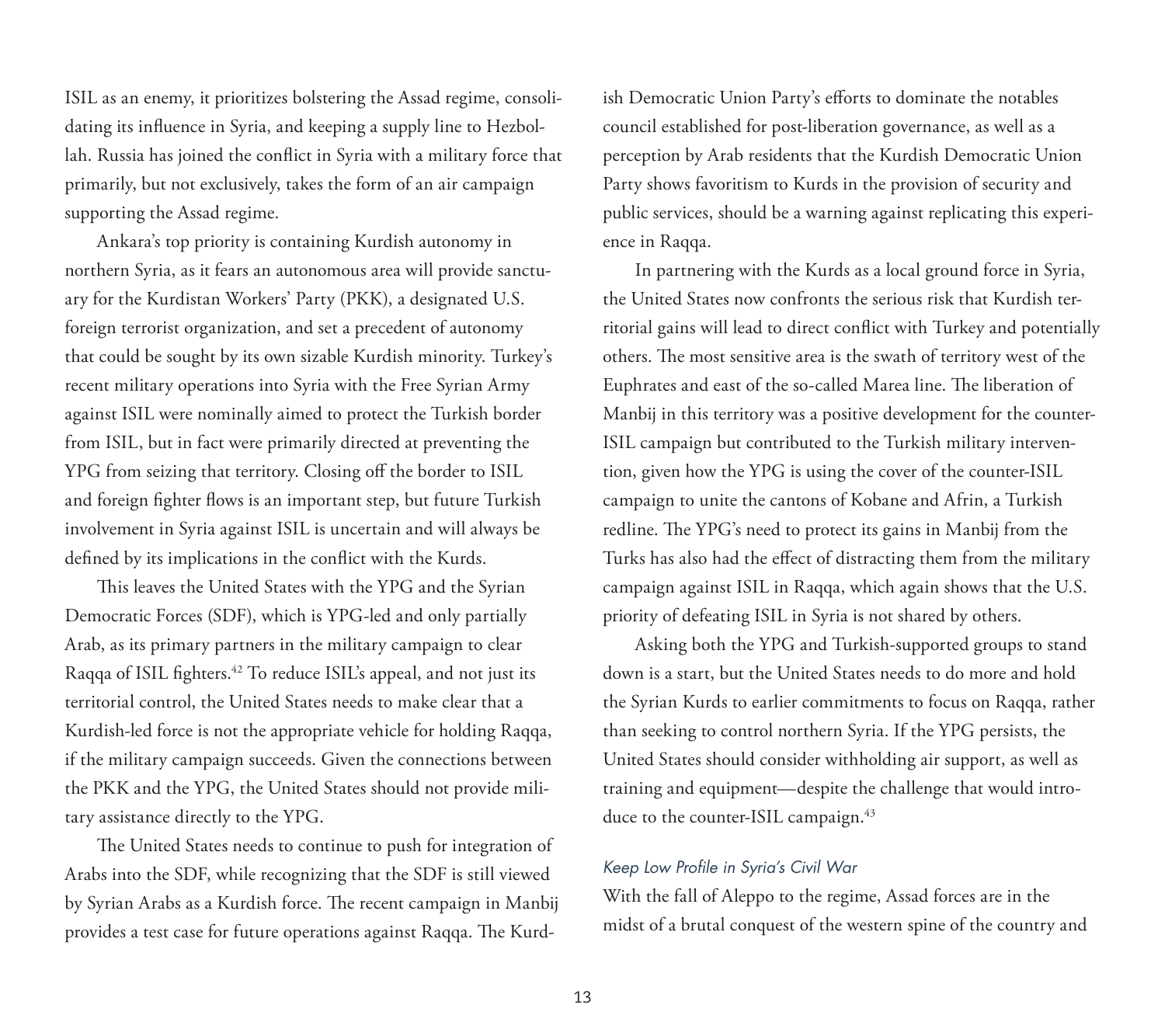ISIL as an enemy, it prioritizes bolstering the Assad regime, consolidating its influence in Syria, and keeping a supply line to Hezbollah. Russia has joined the conflict in Syria with a military force that primarily, but not exclusively, takes the form of an air campaign supporting the Assad regime.

Ankara's top priority is containing Kurdish autonomy in northern Syria, as it fears an autonomous area will provide sanctuary for the Kurdistan Workers' Party (PKK), a designated U.S. foreign terrorist organization, and set a precedent of autonomy that could be sought by its own sizable Kurdish minority. Turkey's recent military operations into Syria with the Free Syrian Army against ISIL were nominally aimed to protect the Turkish border from ISIL, but in fact were primarily directed at preventing the YPG from seizing that territory. Closing off the border to ISIL and foreign fighter flows is an important step, but future Turkish involvement in Syria against ISIL is uncertain and will always be defined by its implications in the conflict with the Kurds.

This leaves the United States with the YPG and the Syrian Democratic Forces (SDF), which is YPG-led and only partially Arab, as its primary partners in the military campaign to clear Raqqa of ISIL fighters.[42] To reduce ISIL's appeal, and not just its territorial control, the United States needs to make clear that a Kurdish-led force is not the appropriate vehicle for holding Raqqa, if the military campaign succeeds. Given the connections between the PKK and the YPG, the United States should not provide military assistance directly to the YPG.

The United States needs to continue to push for integration of Arabs into the SDF, while recognizing that the SDF is still viewed by Syrian Arabs as a Kurdish force. The recent campaign in Manbij provides a test case for future operations against Raqqa. The Kurdish Democratic Union Party's efforts to dominate the notables council established for post-liberation governance, as well as a perception by Arab residents that the Kurdish Democratic Union Party shows favoritism to Kurds in the provision of security and public services, should be a warning against replicating this experience in Raqqa.

In partnering with the Kurds as a local ground force in Syria, the United States now confronts the serious risk that Kurdish territorial gains will lead to direct conflict with Turkey and potentially others. The most sensitive area is the swath of territory west of the Euphrates and east of the so-called Marea line. The liberation of Manbij in this territory was a positive development for the counter-ISIL campaign but contributed to the Turkish military intervention, given how the YPG is using the cover of the counter-ISIL campaign to unite the cantons of Kobane and Afrin, a Turkish redline. The YPG's need to protect its gains in Manbij from the Turks has also had the effect of distracting them from the military campaign against ISIL in Raqqa, which again shows that the U.S. priority of defeating ISIL in Syria is not shared by others.

Asking both the YPG and Turkish-supported groups to stand down is a start, but the United States needs to do more and hold the Syrian Kurds to earlier commitments to focus on Raqqa, rather than seeking to control northern Syria. If the YPG persists, the United States should consider withholding air support, as well as training and equipment—despite the challenge that would introduce to the counter-ISIL campaign.[43]

### *Keep Low Profile in Syria's Civil War*

With the fall of Aleppo to the regime, Assad forces are in the midst of a brutal conquest of the western spine of the country and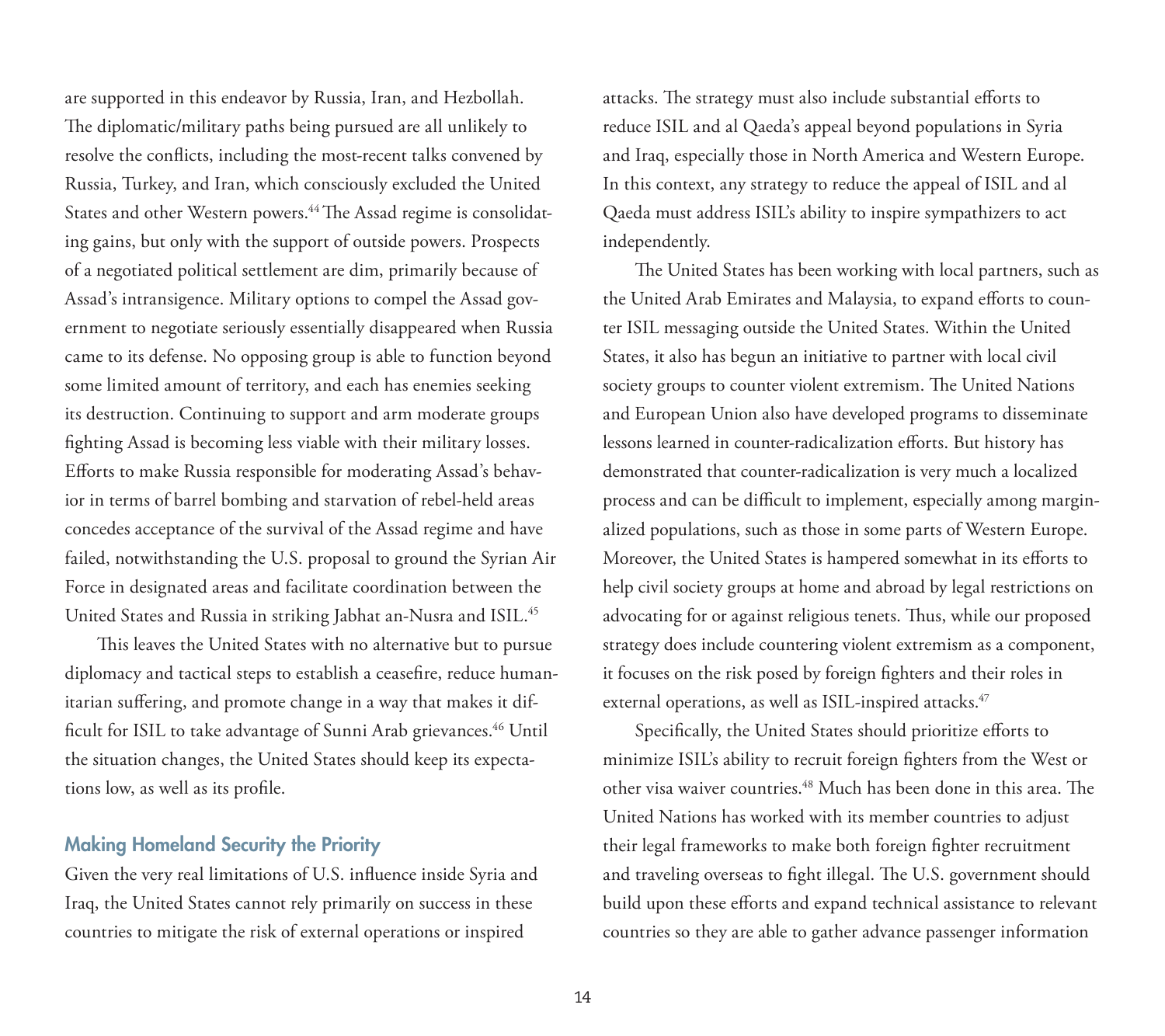are supported in this endeavor by Russia, Iran, and Hezbollah. The diplomatic/military paths being pursued are all unlikely to resolve the conflicts, including the most-recent talks convened by Russia, Turkey, and Iran, which consciously excluded the United States and other Western powers.[44] The Assad regime is consolidating gains, but only with the support of outside powers. Prospects of a negotiated political settlement are dim, primarily because of Assad's intransigence. Military options to compel the Assad government to negotiate seriously essentially disappeared when Russia came to its defense. No opposing group is able to function beyond some limited amount of territory, and each has enemies seeking its destruction. Continuing to support and arm moderate groups fighting Assad is becoming less viable with their military losses. Efforts to make Russia responsible for moderating Assad's behavior in terms of barrel bombing and starvation of rebel-held areas concedes acceptance of the survival of the Assad regime and have failed, notwithstanding the U.S. proposal to ground the Syrian Air Force in designated areas and facilitate coordination between the United States and Russia in striking Jabhat an-Nusra and ISIL.[45]

This leaves the United States with no alternative but to pursue diplomacy and tactical steps to establish a ceasefire, reduce humanitarian suffering, and promote change in a way that makes it difficult for ISIL to take advantage of Sunni Arab grievances.[46] Until the situation changes, the United States should keep its expectations low, as well as its profile.

## Making Homeland Security the Priority

Given the very real limitations of U.S. influence inside Syria and Iraq, the United States cannot rely primarily on success in these countries to mitigate the risk of external operations or inspired attacks. The strategy must also include substantial efforts to reduce ISIL and al Qaeda's appeal beyond populations in Syria and Iraq, especially those in North America and Western Europe. In this context, any strategy to reduce the appeal of ISIL and al Qaeda must address ISIL's ability to inspire sympathizers to act independently.

The United States has been working with local partners, such as the United Arab Emirates and Malaysia, to expand efforts to counter ISIL messaging outside the United States. Within the United States, it also has begun an initiative to partner with local civil society groups to counter violent extremism. The United Nations and European Union also have developed programs to disseminate lessons learned in counter-radicalization efforts. But history has demonstrated that counter-radicalization is very much a localized process and can be difficult to implement, especially among marginalized populations, such as those in some parts of Western Europe. Moreover, the United States is hampered somewhat in its efforts to help civil society groups at home and abroad by legal restrictions on advocating for or against religious tenets. Thus, while our proposed strategy does include countering violent extremism as a component, it focuses on the risk posed by foreign fighters and their roles in external operations, as well as ISIL-inspired attacks.[47]

Specifically, the United States should prioritize efforts to minimize ISIL's ability to recruit foreign fighters from the West or other visa waiver countries.[48] Much has been done in this area. The United Nations has worked with its member countries to adjust their legal frameworks to make both foreign fighter recruitment and traveling overseas to fight illegal. The U.S. government should build upon these efforts and expand technical assistance to relevant countries so they are able to gather advance passenger information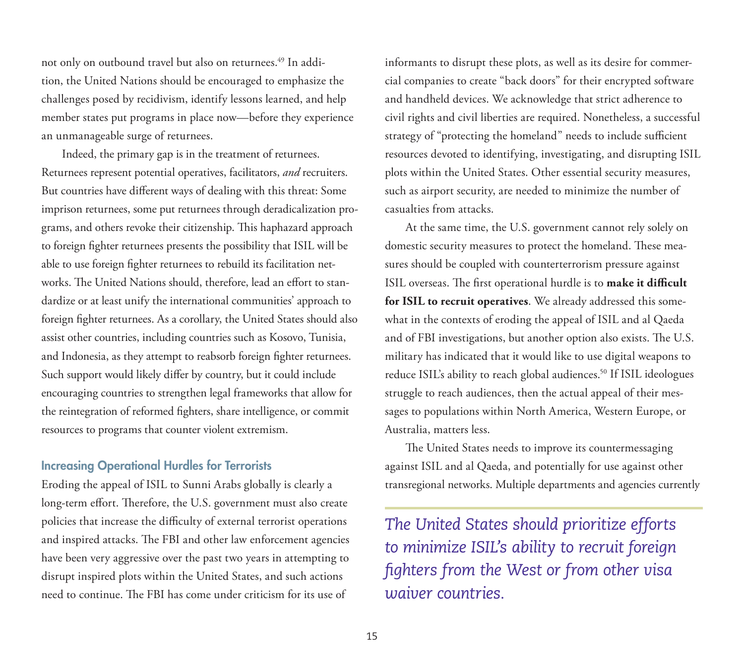not only on outbound travel but also on returnees.[49] In addition, the United Nations should be encouraged to emphasize the challenges posed by recidivism, identify lessons learned, and help member states put programs in place now—before they experience an unmanageable surge of returnees.

Indeed, the primary gap is in the treatment of returnees. Returnees represent potential operatives, facilitators, *and* recruiters. But countries have different ways of dealing with this threat: Some imprison returnees, some put returnees through deradicalization programs, and others revoke their citizenship. This haphazard approach to foreign fighter returnees presents the possibility that ISIL will be able to use foreign fighter returnees to rebuild its facilitation networks. The United Nations should, therefore, lead an effort to standardize or at least unify the international communities' approach to foreign fighter returnees. As a corollary, the United States should also assist other countries, including countries such as Kosovo, Tunisia, and Indonesia, as they attempt to reabsorb foreign fighter returnees. Such support would likely differ by country, but it could include encouraging countries to strengthen legal frameworks that allow for the reintegration of reformed fighters, share intelligence, or commit resources to programs that counter violent extremism.

### Increasing Operational Hurdles for Terrorists

Eroding the appeal of ISIL to Sunni Arabs globally is clearly a long-term effort. Therefore, the U.S. government must also create policies that increase the difficulty of external terrorist operations and inspired attacks. The FBI and other law enforcement agencies have been very aggressive over the past two years in attempting to disrupt inspired plots within the United States, and such actions need to continue. The FBI has come under criticism for its use of informants to disrupt these plots, as well as its desire for commercial companies to create "back doors" for their encrypted software and handheld devices. We acknowledge that strict adherence to civil rights and civil liberties are required. Nonetheless, a successful strategy of "protecting the homeland" needs to include sufficient resources devoted to identifying, investigating, and disrupting ISIL plots within the United States. Other essential security measures, such as airport security, are needed to minimize the number of casualties from attacks.

At the same time, the U.S. government cannot rely solely on domestic security measures to protect the homeland. These measures should be coupled with counterterrorism pressure against ISIL overseas. The first operational hurdle is to **make it difficult for ISIL to recruit operatives**. We already addressed this somewhat in the contexts of eroding the appeal of ISIL and al Qaeda and of FBI investigations, but another option also exists. The U.S. military has indicated that it would like to use digital weapons to reduce ISIL's ability to reach global audiences.[50] If ISIL ideologues struggle to reach audiences, then the actual appeal of their messages to populations within North America, Western Europe, or Australia, matters less.

The United States needs to improve its countermessaging against ISIL and al Qaeda, and potentially for use against other transregional networks. Multiple departments and agencies currently

*The United States should prioritize efforts to minimize ISIL's ability to recruit foreign fighters from the West or from other visa waiver countries.*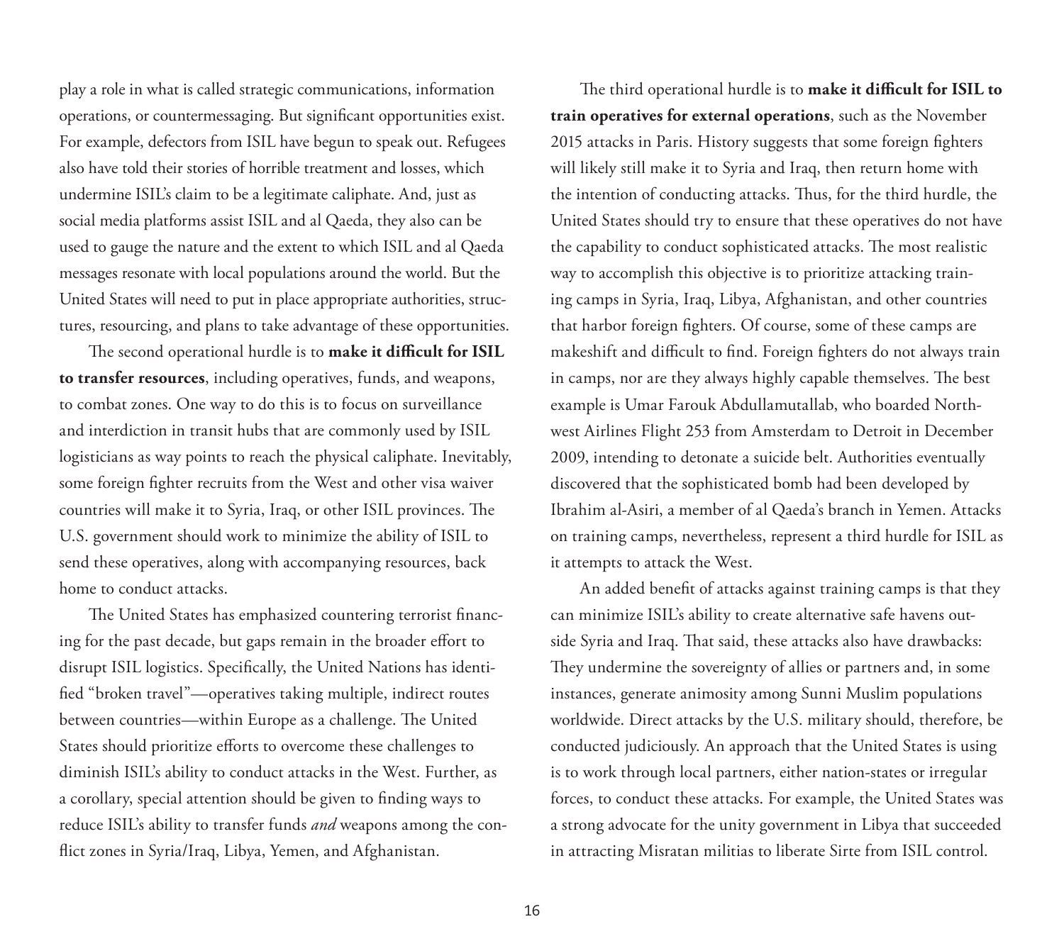play a role in what is called strategic communications, information operations, or countermessaging. But significant opportunities exist. For example, defectors from ISIL have begun to speak out. Refugees also have told their stories of horrible treatment and losses, which undermine ISIL's claim to be a legitimate caliphate. And, just as social media platforms assist ISIL and al Qaeda, they also can be used to gauge the nature and the extent to which ISIL and al Qaeda messages resonate with local populations around the world. But the United States will need to put in place appropriate authorities, structures, resourcing, and plans to take advantage of these opportunities.

The second operational hurdle is to **make it difficult for ISIL to transfer resources**, including operatives, funds, and weapons, to combat zones. One way to do this is to focus on surveillance and interdiction in transit hubs that are commonly used by ISIL logisticians as way points to reach the physical caliphate. Inevitably, some foreign fighter recruits from the West and other visa waiver countries will make it to Syria, Iraq, or other ISIL provinces. The U.S. government should work to minimize the ability of ISIL to send these operatives, along with accompanying resources, back home to conduct attacks.

The United States has emphasized countering terrorist financing for the past decade, but gaps remain in the broader effort to disrupt ISIL logistics. Specifically, the United Nations has identified "broken travel"—operatives taking multiple, indirect routes between countries—within Europe as a challenge. The United States should prioritize efforts to overcome these challenges to diminish ISIL's ability to conduct attacks in the West. Further, as a corollary, special attention should be given to finding ways to reduce ISIL's ability to transfer funds *and* weapons among the conflict zones in Syria/Iraq, Libya, Yemen, and Afghanistan.

The third operational hurdle is to **make it difficult for ISIL to train operatives for external operations**, such as the November 2015 attacks in Paris. History suggests that some foreign fighters will likely still make it to Syria and Iraq, then return home with the intention of conducting attacks. Thus, for the third hurdle, the United States should try to ensure that these operatives do not have the capability to conduct sophisticated attacks. The most realistic way to accomplish this objective is to prioritize attacking training camps in Syria, Iraq, Libya, Afghanistan, and other countries that harbor foreign fighters. Of course, some of these camps are makeshift and difficult to find. Foreign fighters do not always train in camps, nor are they always highly capable themselves. The best example is Umar Farouk Abdullamutallab, who boarded Northwest Airlines Flight 253 from Amsterdam to Detroit in December 2009, intending to detonate a suicide belt. Authorities eventually discovered that the sophisticated bomb had been developed by Ibrahim al-Asiri, a member of al Qaeda's branch in Yemen. Attacks on training camps, nevertheless, represent a third hurdle for ISIL as it attempts to attack the West.

An added benefit of attacks against training camps is that they can minimize ISIL's ability to create alternative safe havens outside Syria and Iraq. That said, these attacks also have drawbacks: They undermine the sovereignty of allies or partners and, in some instances, generate animosity among Sunni Muslim populations worldwide. Direct attacks by the U.S. military should, therefore, be conducted judiciously. An approach that the United States is using is to work through local partners, either nation-states or irregular forces, to conduct these attacks. For example, the United States was a strong advocate for the unity government in Libya that succeeded in attracting Misratan militias to liberate Sirte from ISIL control.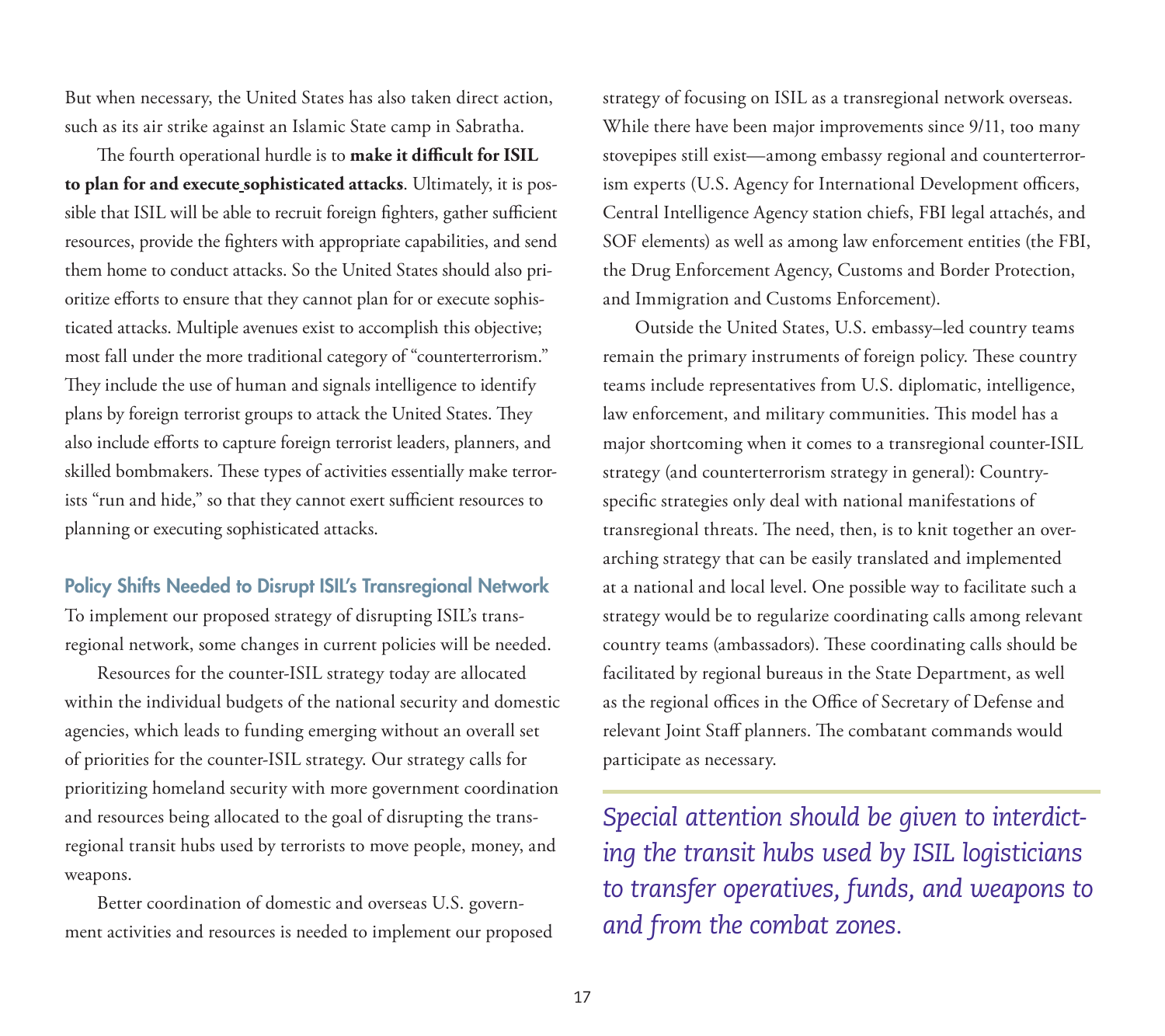But when necessary, the United States has also taken direct action, such as its air strike against an Islamic State camp in Sabratha.

The fourth operational hurdle is to **make it difficult for ISIL to plan for and execute sophisticated attacks**. Ultimately, it is possible that ISIL will be able to recruit foreign fighters, gather sufficient resources, provide the fighters with appropriate capabilities, and send them home to conduct attacks. So the United States should also prioritize efforts to ensure that they cannot plan for or execute sophisticated attacks. Multiple avenues exist to accomplish this objective; most fall under the more traditional category of "counterterrorism." They include the use of human and signals intelligence to identify plans by foreign terrorist groups to attack the United States. They also include efforts to capture foreign terrorist leaders, planners, and skilled bombmakers. These types of activities essentially make terrorists "run and hide," so that they cannot exert sufficient resources to planning or executing sophisticated attacks.

### Policy Shifts Needed to Disrupt ISIL's Transregional Network

To implement our proposed strategy of disrupting ISIL's transregional network, some changes in current policies will be needed.

Resources for the counter-ISIL strategy today are allocated within the individual budgets of the national security and domestic agencies, which leads to funding emerging without an overall set of priorities for the counter-ISIL strategy. Our strategy calls for prioritizing homeland security with more government coordination and resources being allocated to the goal of disrupting the transregional transit hubs used by terrorists to move people, money, and weapons.

Better coordination of domestic and overseas U.S. government activities and resources is needed to implement our proposed strategy of focusing on ISIL as a transregional network overseas. While there have been major improvements since 9/11, too many stovepipes still exist—among embassy regional and counterterrorism experts (U.S. Agency for International Development officers, Central Intelligence Agency station chiefs, FBI legal attachés, and SOF elements) as well as among law enforcement entities (the FBI, the Drug Enforcement Agency, Customs and Border Protection, and Immigration and Customs Enforcement).

Outside the United States, U.S. embassy–led country teams remain the primary instruments of foreign policy. These country teams include representatives from U.S. diplomatic, intelligence, law enforcement, and military communities. This model has a major shortcoming when it comes to a transregional counter-ISIL strategy (and counterterrorism strategy in general): Country-specific strategies only deal with national manifestations of transregional threats. The need, then, is to knit together an overarching strategy that can be easily translated and implemented at a national and local level. One possible way to facilitate such a strategy would be to regularize coordinating calls among relevant country teams (ambassadors). These coordinating calls should be facilitated by regional bureaus in the State Department, as well as the regional offices in the Office of Secretary of Defense and relevant Joint Staff planners. The combatant commands would participate as necessary.

*Special attention should be given to interdicting the transit hubs used by ISIL logisticians to transfer operatives, funds, and weapons to and from the combat zones.*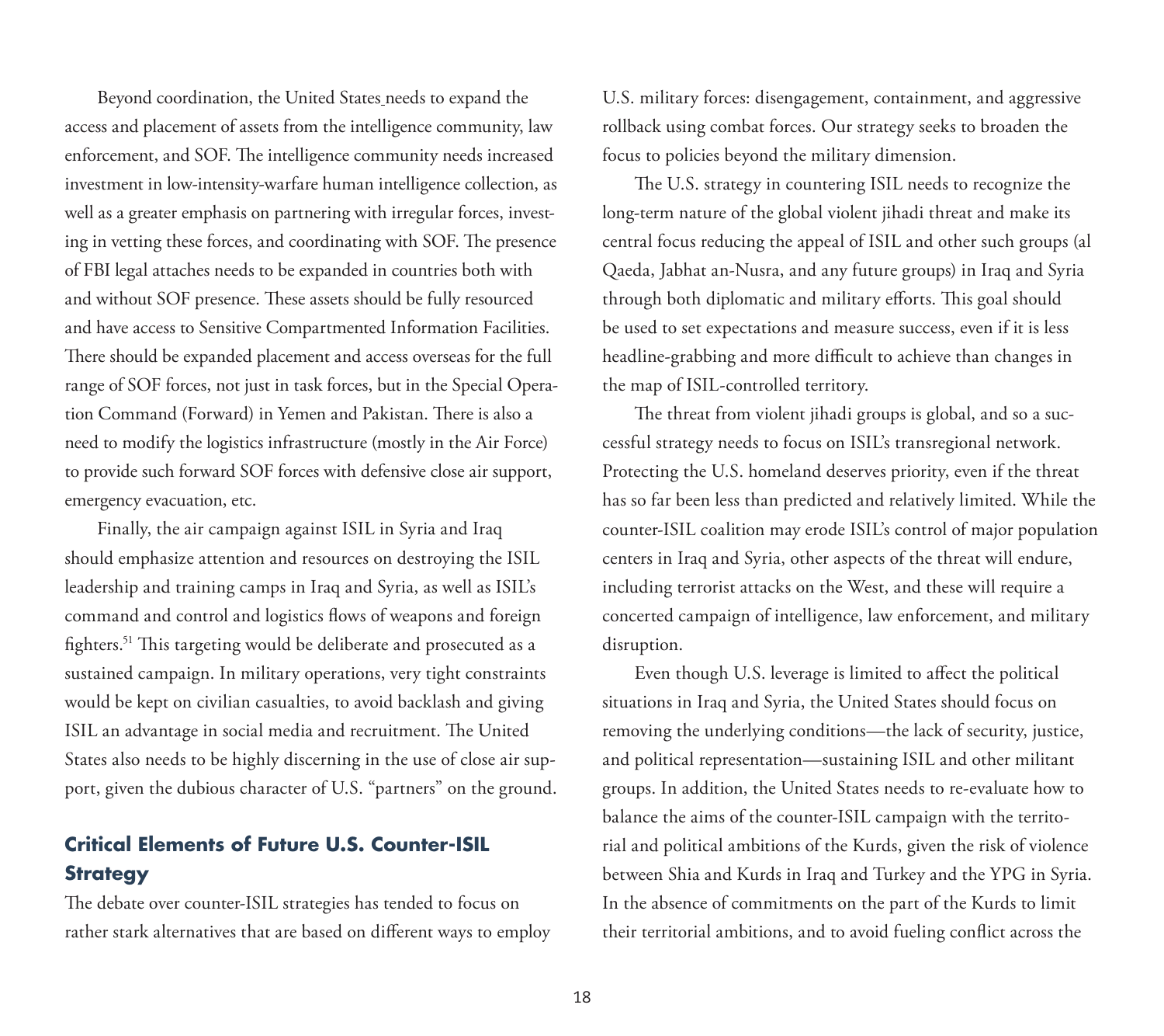Beyond coordination, the United States needs to expand the access and placement of assets from the intelligence community, law enforcement, and SOF. The intelligence community needs increased investment in low-intensity-warfare human intelligence collection, as well as a greater emphasis on partnering with irregular forces, investing in vetting these forces, and coordinating with SOF. The presence of FBI legal attaches needs to be expanded in countries both with and without SOF presence. These assets should be fully resourced and have access to Sensitive Compartmented Information Facilities. There should be expanded placement and access overseas for the full range of SOF forces, not just in task forces, but in the Special Operation Command (Forward) in Yemen and Pakistan. There is also a need to modify the logistics infrastructure (mostly in the Air Force) to provide such forward SOF forces with defensive close air support, emergency evacuation, etc.

Finally, the air campaign against ISIL in Syria and Iraq should emphasize attention and resources on destroying the ISIL leadership and training camps in Iraq and Syria, as well as ISIL's command and control and logistics flows of weapons and foreign fighters.[51] This targeting would be deliberate and prosecuted as a sustained campaign. In military operations, very tight constraints would be kept on civilian casualties, to avoid backlash and giving ISIL an advantage in social media and recruitment. The United States also needs to be highly discerning in the use of close air support, given the dubious character of U.S. "partners" on the ground.

## Critical Elements of Future U.S. Counter-ISIL Strategy

The debate over counter-ISIL strategies has tended to focus on rather stark alternatives that are based on different ways to employ U.S. military forces: disengagement, containment, and aggressive rollback using combat forces. Our strategy seeks to broaden the focus to policies beyond the military dimension.

The U.S. strategy in countering ISIL needs to recognize the long-term nature of the global violent jihadi threat and make its central focus reducing the appeal of ISIL and other such groups (al Qaeda, Jabhat an-Nusra, and any future groups) in Iraq and Syria through both diplomatic and military efforts. This goal should be used to set expectations and measure success, even if it is less headline-grabbing and more difficult to achieve than changes in the map of ISIL-controlled territory.

The threat from violent jihadi groups is global, and so a successful strategy needs to focus on ISIL's transregional network. Protecting the U.S. homeland deserves priority, even if the threat has so far been less than predicted and relatively limited. While the counter-ISIL coalition may erode ISIL's control of major population centers in Iraq and Syria, other aspects of the threat will endure, including terrorist attacks on the West, and these will require a concerted campaign of intelligence, law enforcement, and military disruption.

Even though U.S. leverage is limited to affect the political situations in Iraq and Syria, the United States should focus on removing the underlying conditions—the lack of security, justice, and political representation—sustaining ISIL and other militant groups. In addition, the United States needs to re-evaluate how to balance the aims of the counter-ISIL campaign with the territorial and political ambitions of the Kurds, given the risk of violence between Shia and Kurds in Iraq and Turkey and the YPG in Syria. In the absence of commitments on the part of the Kurds to limit their territorial ambitions, and to avoid fueling conflict across the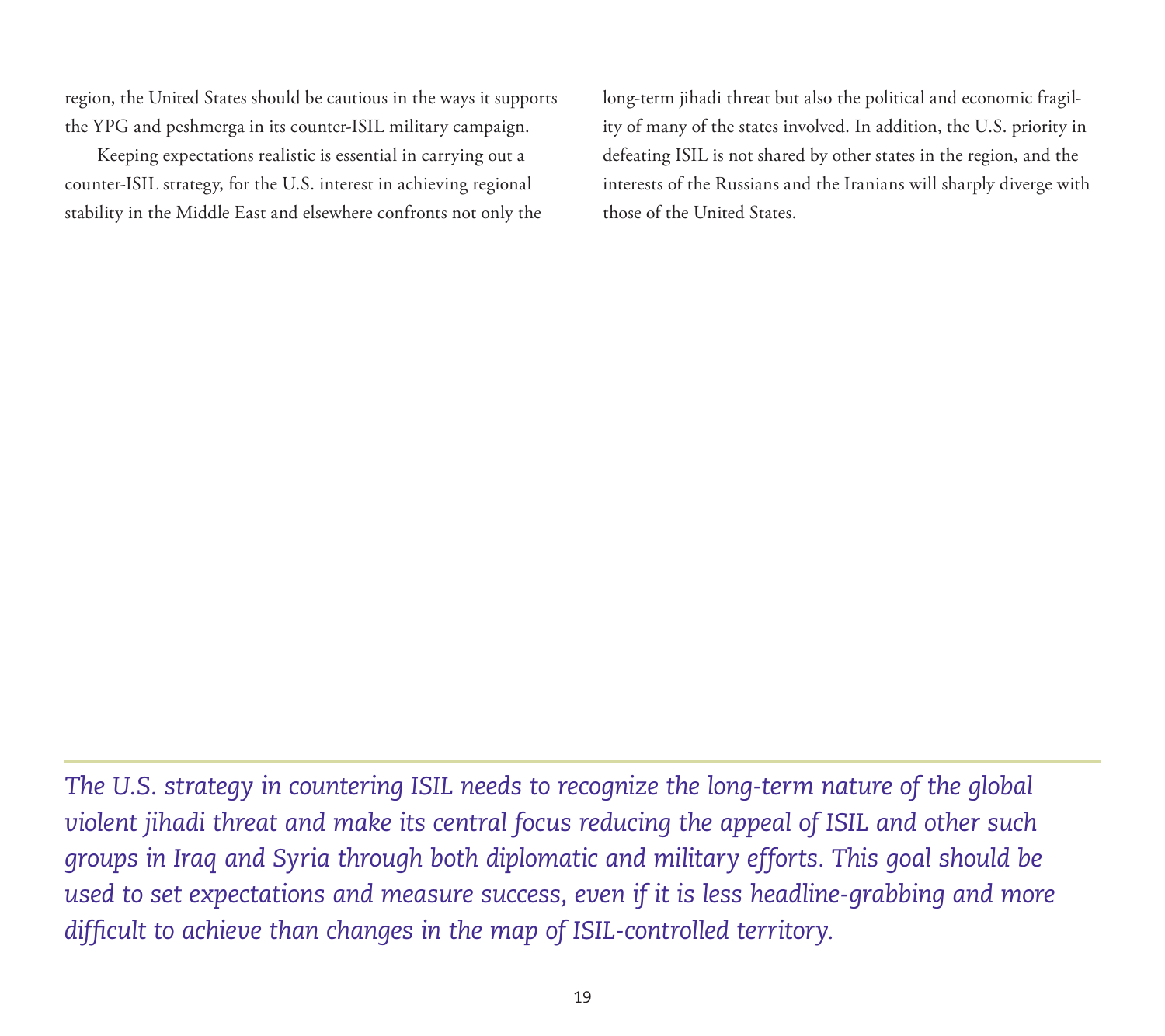region, the United States should be cautious in the ways it supports the YPG and peshmerga in its counter-ISIL military campaign.

Keeping expectations realistic is essential in carrying out a counter-ISIL strategy, for the U.S. interest in achieving regional stability in the Middle East and elsewhere confronts not only the long-term jihadi threat but also the political and economic fragility of many of the states involved. In addition, the U.S. priority in defeating ISIL is not shared by other states in the region, and the interests of the Russians and the Iranians will sharply diverge with those of the United States.

*The U.S. strategy in countering ISIL needs to recognize the long-term nature of the global violent jihadi threat and make its central focus reducing the appeal of ISIL and other such groups in Iraq and Syria through both diplomatic and military efforts. This goal should be used to set expectations and measure success, even if it is less headline-grabbing and more difficult to achieve than changes in the map of ISIL-controlled territory.*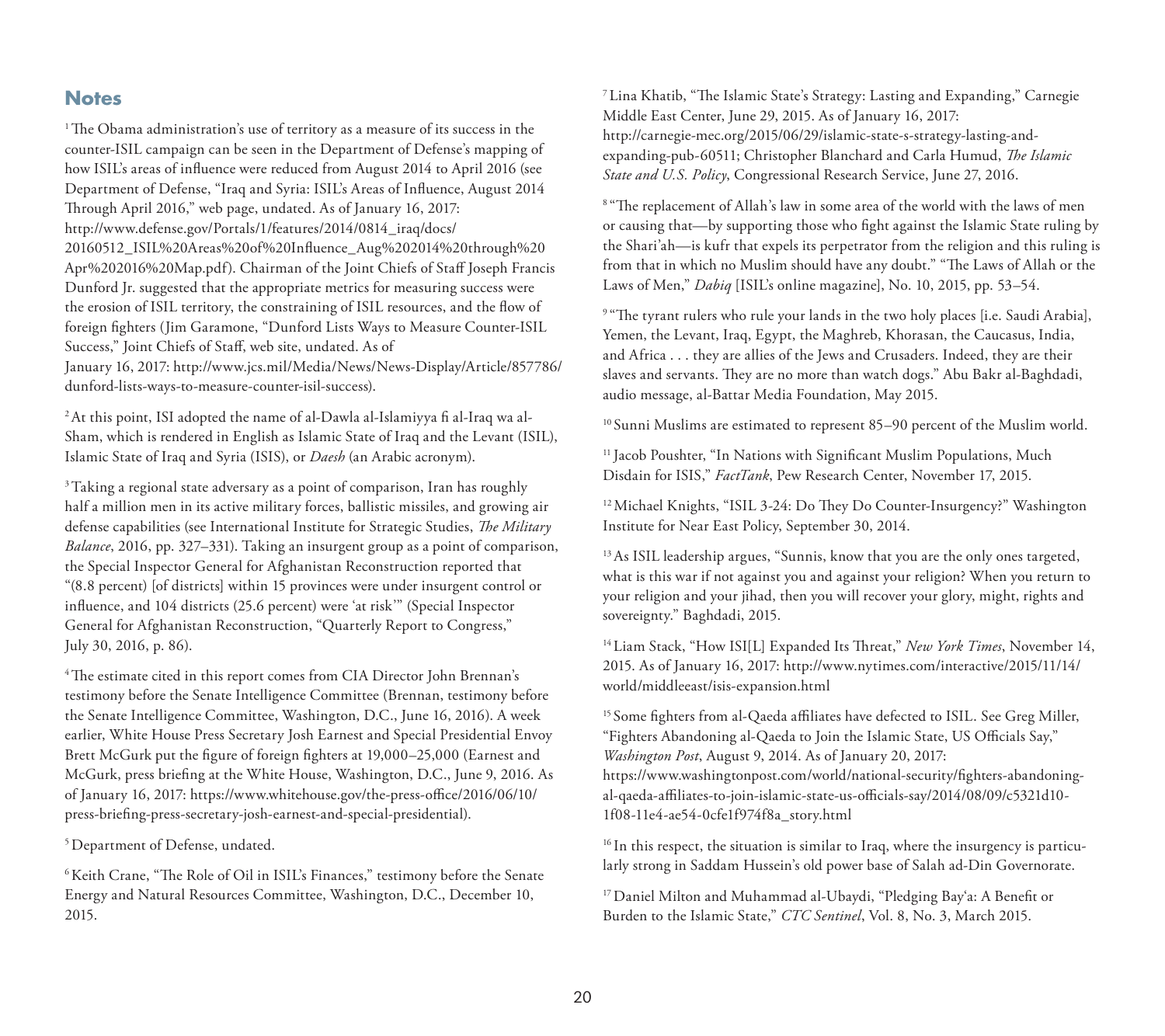## Notes

[1] The Obama administration's use of territory as a measure of its success in the counter-ISIL campaign can be seen in the Department of Defense's mapping of how ISIL's areas of influence were reduced from August 2014 to April 2016 (see Department of Defense, "Iraq and Syria: ISIL's Areas of Influence, August 2014 Through April 2016," web page, undated. As of January 16, 2017: http://www.defense.gov/Portals/1/features/2014/0814_iraq/docs/20160512_ISIL%20Areas%20of%20Influence_Aug%202014%20through%20Apr%202016%20Map.pdf). Chairman of the Joint Chiefs of Staff Joseph Francis Dunford Jr. suggested that the appropriate metrics for measuring success were the erosion of ISIL territory, the constraining of ISIL resources, and the flow of foreign fighters (Jim Garamone, "Dunford Lists Ways to Measure Counter-ISIL Success," Joint Chiefs of Staff, web site, undated. As of January 16, 2017: http://www.jcs.mil/Media/News/News-Display/Article/857786/dunford-lists-ways-to-measure-counter-isil-success).

[2] At this point, ISI adopted the name of al-Dawla al-Islamiyya fi al-Iraq wa al-Sham, which is rendered in English as Islamic State of Iraq and the Levant (ISIL), Islamic State of Iraq and Syria (ISIS), or *Daesh* (an Arabic acronym).

[3] Taking a regional state adversary as a point of comparison, Iran has roughly half a million men in its active military forces, ballistic missiles, and growing air defense capabilities (see International Institute for Strategic Studies, *The Military Balance*, 2016, pp. 327–331). Taking an insurgent group as a point of comparison, the Special Inspector General for Afghanistan Reconstruction reported that "(8.8 percent) [of districts] within 15 provinces were under insurgent control or influence, and 104 districts (25.6 percent) were 'at risk'" (Special Inspector General for Afghanistan Reconstruction, "Quarterly Report to Congress," July 30, 2016, p. 86).

[4] The estimate cited in this report comes from CIA Director John Brennan's testimony before the Senate Intelligence Committee (Brennan, testimony before the Senate Intelligence Committee, Washington, D.C., June 16, 2016). A week earlier, White House Press Secretary Josh Earnest and Special Presidential Envoy Brett McGurk put the figure of foreign fighters at 19,000–25,000 (Earnest and McGurk, press briefing at the White House, Washington, D.C., June 9, 2016. As of January 16, 2017: https://www.whitehouse.gov/the-press-office/2016/06/10/press-briefing-press-secretary-josh-earnest-and-special-presidential).

[5] Department of Defense, undated.

[6] Keith Crane, "The Role of Oil in ISIL's Finances," testimony before the Senate Energy and Natural Resources Committee, Washington, D.C., December 10, 2015.

[7] Lina Khatib, "The Islamic State's Strategy: Lasting and Expanding," Carnegie Middle East Center, June 29, 2015. As of January 16, 2017: http://carnegie-mec.org/2015/06/29/islamic-state-s-strategy-lasting-and-expanding-pub-60511; Christopher Blanchard and Carla Humud, *The Islamic State and U.S. Policy*, Congressional Research Service, June 27, 2016.

[8] "The replacement of Allah's law in some area of the world with the laws of men or causing that—by supporting those who fight against the Islamic State ruling by the Shari'ah—is kufr that expels its perpetrator from the religion and this ruling is from that in which no Muslim should have any doubt." "The Laws of Allah or the Laws of Men," *Dabiq* [ISIL's online magazine], No. 10, 2015, pp. 53–54.

[9] "The tyrant rulers who rule your lands in the two holy places [i.e. Saudi Arabia], Yemen, the Levant, Iraq, Egypt, the Maghreb, Khorasan, the Caucasus, India, and Africa . . . they are allies of the Jews and Crusaders. Indeed, they are their slaves and servants. They are no more than watch dogs." Abu Bakr al-Baghdadi, audio message, al-Battar Media Foundation, May 2015.

[10] Sunni Muslims are estimated to represent 85–90 percent of the Muslim world.

[11] Jacob Poushter, "In Nations with Significant Muslim Populations, Much Disdain for ISIS," *FactTank*, Pew Research Center, November 17, 2015.

[12] Michael Knights, "ISIL 3-24: Do They Do Counter-Insurgency?" Washington Institute for Near East Policy, September 30, 2014.

[13] As ISIL leadership argues, "Sunnis, know that you are the only ones targeted, what is this war if not against you and against your religion? When you return to your religion and your jihad, then you will recover your glory, might, rights and sovereignty." Baghdadi, 2015.

[14] Liam Stack, "How ISI[L] Expanded Its Threat," *New York Times*, November 14, 2015. As of January 16, 2017: http://www.nytimes.com/interactive/2015/11/14/world/middleeast/isis-expansion.html

[15] Some fighters from al-Qaeda affiliates have defected to ISIL. See Greg Miller, "Fighters Abandoning al-Qaeda to Join the Islamic State, US Officials Say," *Washington Post*, August 9, 2014. As of January 20, 2017: https://www.washingtonpost.com/world/national-security/fighters-abandoning-al-qaeda-affiliates-to-join-islamic-state-us-officials-say/2014/08/09/c5321d10-1f08-11e4-ae54-0cfe1f974f8a_story.html

[16] In this respect, the situation is similar to Iraq, where the insurgency is particularly strong in Saddam Hussein's old power base of Salah ad-Din Governorate.

[17] Daniel Milton and Muhammad al-Ubaydi, "Pledging Bay'a: A Benefit or Burden to the Islamic State," *CTC Sentinel*, Vol. 8, No. 3, March 2015.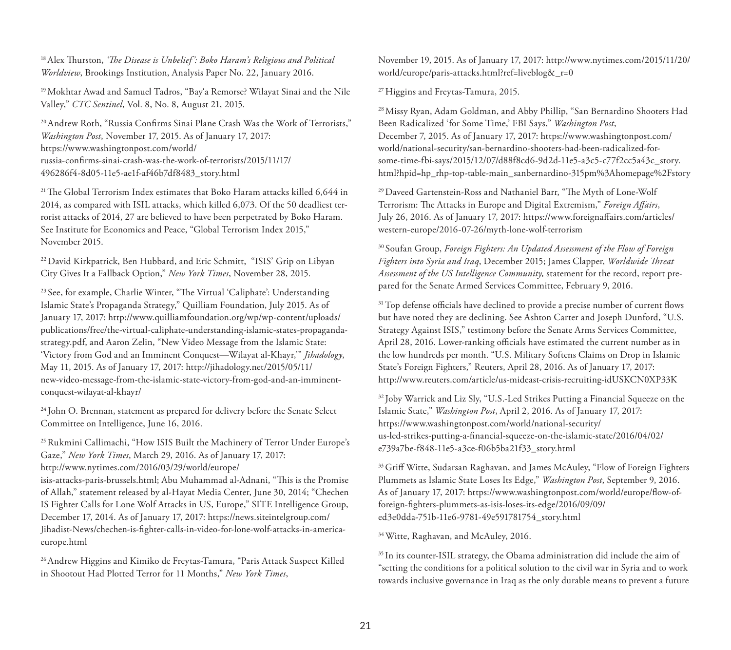[18] Alex Thurston, *'The Disease is Unbelief': Boko Haram's Religious and Political Worldview*, Brookings Institution, Analysis Paper No. 22, January 2016.

[19] Mokhtar Awad and Samuel Tadros, "Bay'a Remorse? Wilayat Sinai and the Nile Valley," *CTC Sentinel*, Vol. 8, No. 8, August 21, 2015.

[20] Andrew Roth, "Russia Confirms Sinai Plane Crash Was the Work of Terrorists," *Washington Post*, November 17, 2015. As of January 17, 2017: https://www.washingtonpost.com/world/russia-confirms-sinai-crash-was-the-work-of-terrorists/2015/11/17/496286f4-8d05-11e5-ae1f-af46b7df8483_story.html

[21] The Global Terrorism Index estimates that Boko Haram attacks killed 6,644 in 2014, as compared with ISIL attacks, which killed 6,073. Of the 50 deadliest terrorist attacks of 2014, 27 are believed to have been perpetrated by Boko Haram. See Institute for Economics and Peace, "Global Terrorism Index 2015," November 2015.

[22] David Kirkpatrick, Ben Hubbard, and Eric Schmitt, "ISIS' Grip on Libyan City Gives It a Fallback Option," *New York Times*, November 28, 2015.

[23] See, for example, Charlie Winter, "The Virtual 'Caliphate': Understanding Islamic State's Propaganda Strategy," Quilliam Foundation, July 2015. As of January 17, 2017: http://www.quilliamfoundation.org/wp/wp-content/uploads/publications/free/the-virtual-caliphate-understanding-islamic-states-propaganda-strategy.pdf, and Aaron Zelin, "New Video Message from the Islamic State: 'Victory from God and an Imminent Conquest—Wilayat al-Khayr,'" *Jihadology*, May 11, 2015. As of January 17, 2017: http://jihadology.net/2015/05/11/new-video-message-from-the-islamic-state-victory-from-god-and-an-imminent-conquest-wilayat-al-khayr/

[24] John O. Brennan, statement as prepared for delivery before the Senate Select Committee on Intelligence, June 16, 2016.

[25] Rukmini Callimachi, "How ISIS Built the Machinery of Terror Under Europe's Gaze," *New York Times*, March 29, 2016. As of January 17, 2017: http://www.nytimes.com/2016/03/29/world/europe/isis-attacks-paris-brussels.html; Abu Muhammad al-Adnani, "This is the Promise of Allah," statement released by al-Hayat Media Center, June 30, 2014; "Chechen IS Fighter Calls for Lone Wolf Attacks in US, Europe," SITE Intelligence Group, December 17, 2014. As of January 17, 2017: https://news.siteintelgroup.com/Jihadist-News/chechen-is-fighter-calls-in-video-for-lone-wolf-attacks-in-america-europe.html

[26] Andrew Higgins and Kimiko de Freytas-Tamura, "Paris Attack Suspect Killed in Shootout Had Plotted Terror for 11 Months," *New York Times*, November 19, 2015. As of January 17, 2017: http://www.nytimes.com/2015/11/20/world/europe/paris-attacks.html?ref=liveblog&_r=0

[27] Higgins and Freytas-Tamura, 2015.

[28] Missy Ryan, Adam Goldman, and Abby Phillip, "San Bernardino Shooters Had Been Radicalized 'for Some Time,' FBI Says," *Washington Post*, December 7, 2015. As of January 17, 2017: https://www.washingtonpost.com/world/national-security/san-bernardino-shooters-had-been-radicalized-for-some-time-fbi-says/2015/12/07/d88f8cd6-9d2d-11e5-a3c5-c77f2cc5a43c_story.html?hpid=hp_rhp-top-table-main_sanbernardino-315pm%3Ahomepage%2Fstory

[29] Daveed Gartenstein-Ross and Nathaniel Barr, "The Myth of Lone-Wolf Terrorism: The Attacks in Europe and Digital Extremism," *Foreign Affairs*, July 26, 2016. As of January 17, 2017: https://www.foreignaffairs.com/articles/western-europe/2016-07-26/myth-lone-wolf-terrorism

[30] Soufan Group, *Foreign Fighters: An Updated Assessment of the Flow of Foreign Fighters into Syria and Iraq*, December 2015; James Clapper, *Worldwide Threat Assessment of the US Intelligence Community,* statement for the record, report prepared for the Senate Armed Services Committee, February 9, 2016.

[31] Top defense officials have declined to provide a precise number of current flows but have noted they are declining. See Ashton Carter and Joseph Dunford, "U.S. Strategy Against ISIS," testimony before the Senate Arms Services Committee, April 28, 2016. Lower-ranking officials have estimated the current number as in the low hundreds per month. "U.S. Military Softens Claims on Drop in Islamic State's Foreign Fighters," Reuters, April 28, 2016. As of January 17, 2017: http://www.reuters.com/article/us-mideast-crisis-recruiting-idUSKCN0XP33K

[32] Joby Warrick and Liz Sly, "U.S.-Led Strikes Putting a Financial Squeeze on the Islamic State," *Washington Post*, April 2, 2016. As of January 17, 2017: https://www.washingtonpost.com/world/national-security/us-led-strikes-putting-a-financial-squeeze-on-the-islamic-state/2016/04/02/e739a7be-f848-11e5-a3ce-f06b5ba21f33_story.html

[33] Griff Witte, Sudarsan Raghavan, and James McAuley, "Flow of Foreign Fighters Plummets as Islamic State Loses Its Edge," *Washington Post*, September 9, 2016. As of January 17, 2017: https://www.washingtonpost.com/world/europe/flow-of-foreign-fighters-plummets-as-isis-loses-its-edge/2016/09/09/ed3e0dda-751b-11e6-9781-49e591781754_story.html

[34] Witte, Raghavan, and McAuley, 2016.

[35] In its counter-ISIL strategy, the Obama administration did include the aim of "setting the conditions for a political solution to the civil war in Syria and to work towards inclusive governance in Iraq as the only durable means to prevent a future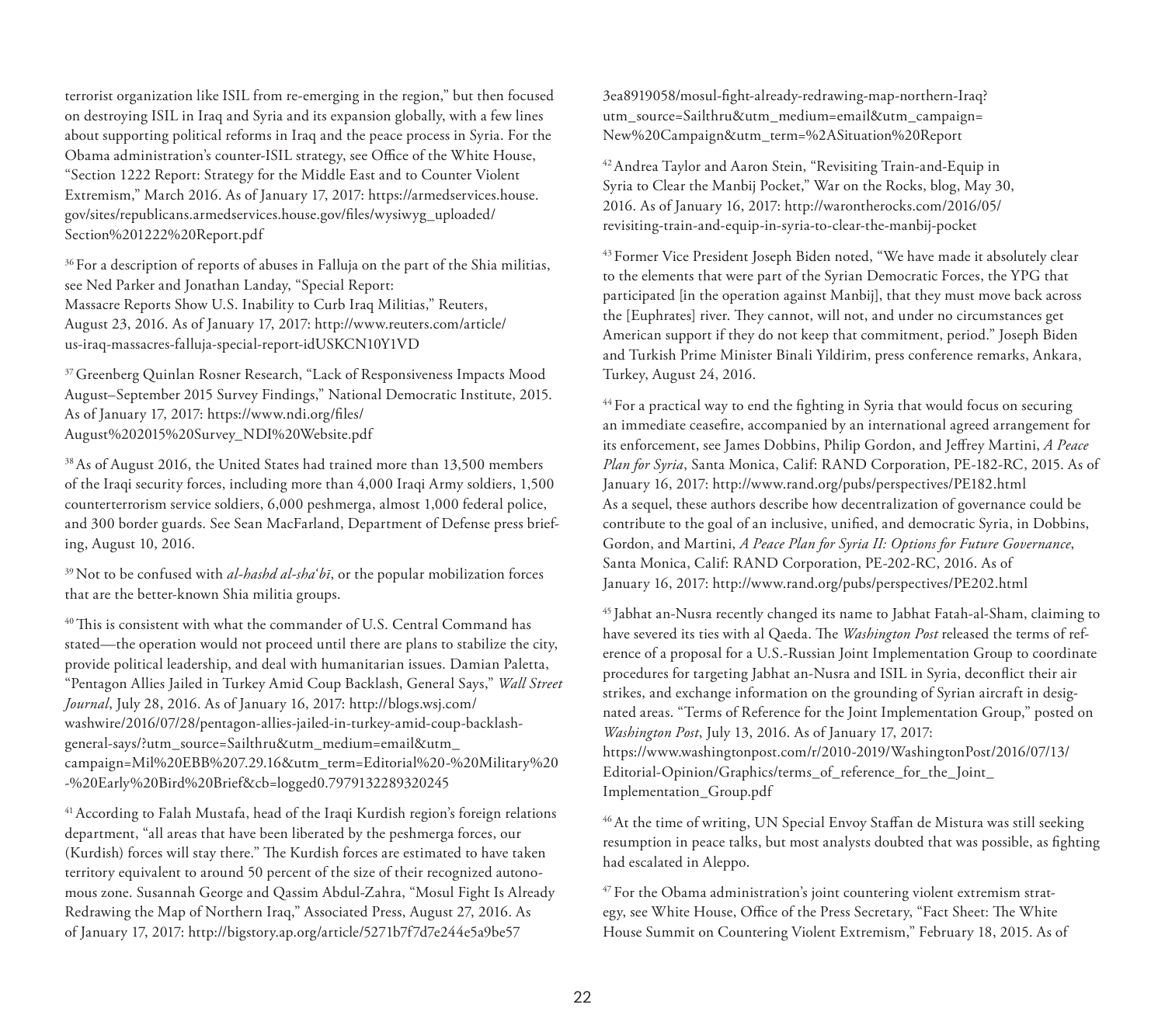terrorist organization like ISIL from re-emerging in the region," but then focused on destroying ISIL in Iraq and Syria and its expansion globally, with a few lines about supporting political reforms in Iraq and the peace process in Syria. For the Obama administration's counter-ISIL strategy, see Office of the White House, "Section 1222 Report: Strategy for the Middle East and to Counter Violent Extremism," March 2016. As of January 17, 2017: https://armedservices.house.gov/sites/republicans.armedservices.house.gov/files/wysiwyg_uploaded/Section%201222%20Report.pdf

[36] For a description of reports of abuses in Falluja on the part of the Shia militias, see Ned Parker and Jonathan Landay, "Special Report: Massacre Reports Show U.S. Inability to Curb Iraq Militias," Reuters, August 23, 2016. As of January 17, 2017: http://www.reuters.com/article/us-iraq-massacres-falluja-special-report-idUSKCN10Y1VD

[37] Greenberg Quinlan Rosner Research, "Lack of Responsiveness Impacts Mood August–September 2015 Survey Findings," National Democratic Institute, 2015. As of January 17, 2017: https://www.ndi.org/files/August%202015%20Survey_NDI%20Website.pdf

[38] As of August 2016, the United States had trained more than 13,500 members of the Iraqi security forces, including more than 4,000 Iraqi Army soldiers, 1,500 counterterrorism service soldiers, 6,000 peshmerga, almost 1,000 federal police, and 300 border guards. See Sean MacFarland, Department of Defense press briefing, August 10, 2016.

[39] Not to be confused with *al-hashd al-sha'bī*, or the popular mobilization forces that are the better-known Shia militia groups.

[40] This is consistent with what the commander of U.S. Central Command has stated—the operation would not proceed until there are plans to stabilize the city, provide political leadership, and deal with humanitarian issues. Damian Paletta, "Pentagon Allies Jailed in Turkey Amid Coup Backlash, General Says," *Wall Street Journal*, July 28, 2016. As of January 16, 2017: http://blogs.wsj.com/washwire/2016/07/28/pentagon-allies-jailed-in-turkey-amid-coup-backlash-general-says/?utm_source=Sailthru&utm_medium=email&utm_campaign=Mil%20EBB%207.29.16&utm_term=Editorial%20-%20Military%20-%20Early%20Bird%20Brief&cb=logged0.7979132289320245

[41] According to Falah Mustafa, head of the Iraqi Kurdish region's foreign relations department, "all areas that have been liberated by the peshmerga forces, our (Kurdish) forces will stay there." The Kurdish forces are estimated to have taken territory equivalent to around 50 percent of the size of their recognized autonomous zone. Susannah George and Qassim Abdul-Zahra, "Mosul Fight Is Already Redrawing the Map of Northern Iraq," Associated Press, August 27, 2016. As of January 17, 2017: http://bigstory.ap.org/article/5271b7f7d7e244e5a9be573ea8919058/mosul-fight-already-redrawing-map-northern-Iraq?utm_source=Sailthru&utm_medium=email&utm_campaign=New%20Campaign&utm_term=%2ASituation%20Report

[42] Andrea Taylor and Aaron Stein, "Revisiting Train-and-Equip in Syria to Clear the Manbij Pocket," War on the Rocks, blog, May 30, 2016. As of January 16, 2017: http://warontherocks.com/2016/05/revisiting-train-and-equip-in-syria-to-clear-the-manbij-pocket

[43] Former Vice President Joseph Biden noted, "We have made it absolutely clear to the elements that were part of the Syrian Democratic Forces, the YPG that participated [in the operation against Manbij], that they must move back across the [Euphrates] river. They cannot, will not, and under no circumstances get American support if they do not keep that commitment, period." Joseph Biden and Turkish Prime Minister Binali Yildirim, press conference remarks, Ankara, Turkey, August 24, 2016.

[44] For a practical way to end the fighting in Syria that would focus on securing an immediate ceasefire, accompanied by an international agreed arrangement for its enforcement, see James Dobbins, Philip Gordon, and Jeffrey Martini, *A Peace Plan for Syria*, Santa Monica, Calif: RAND Corporation, PE-182-RC, 2015. As of January 16, 2017: http://www.rand.org/pubs/perspectives/PE182.html As a sequel, these authors describe how decentralization of governance could be contribute to the goal of an inclusive, unified, and democratic Syria, in Dobbins, Gordon, and Martini, *A Peace Plan for Syria II: Options for Future Governance*, Santa Monica, Calif: RAND Corporation, PE-202-RC, 2016. As of January 16, 2017: http://www.rand.org/pubs/perspectives/PE202.html

[45] Jabhat an-Nusra recently changed its name to Jabhat Fatah-al-Sham, claiming to have severed its ties with al Qaeda. The *Washington Post* released the terms of reference of a proposal for a U.S.-Russian Joint Implementation Group to coordinate procedures for targeting Jabhat an-Nusra and ISIL in Syria, deconflict their air strikes, and exchange information on the grounding of Syrian aircraft in designated areas. "Terms of Reference for the Joint Implementation Group," posted on *Washington Post*, July 13, 2016. As of January 17, 2017: https://www.washingtonpost.com/r/2010-2019/WashingtonPost/2016/07/13/Editorial-Opinion/Graphics/terms_of_reference_for_the_Joint_Implementation_Group.pdf

[46] At the time of writing, UN Special Envoy Staffan de Mistura was still seeking resumption in peace talks, but most analysts doubted that was possible, as fighting had escalated in Aleppo.

[47] For the Obama administration's joint countering violent extremism strategy, see White House, Office of the Press Secretary, "Fact Sheet: The White House Summit on Countering Violent Extremism," February 18, 2015. As of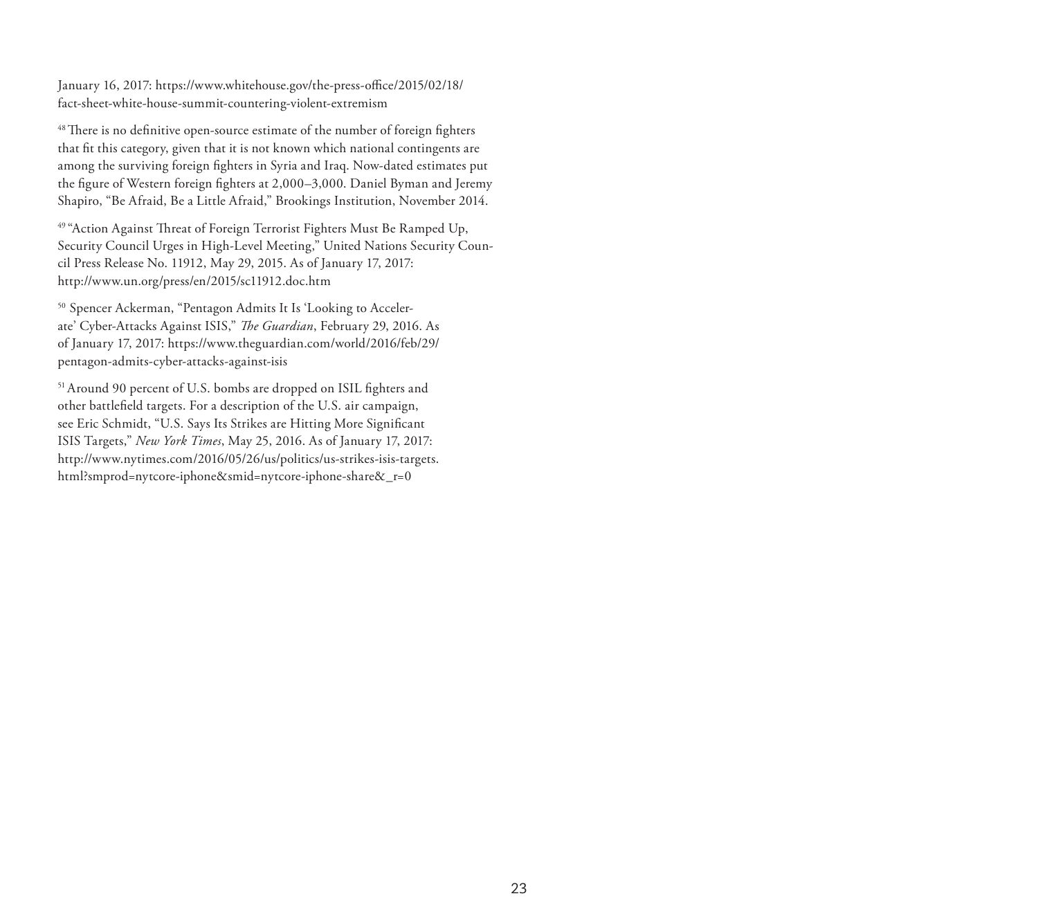January 16, 2017: https://www.whitehouse.gov/the-press-office/2015/02/18/fact-sheet-white-house-summit-countering-violent-extremism

[48] There is no definitive open-source estimate of the number of foreign fighters that fit this category, given that it is not known which national contingents are among the surviving foreign fighters in Syria and Iraq. Now-dated estimates put the figure of Western foreign fighters at 2,000–3,000. Daniel Byman and Jeremy Shapiro, "Be Afraid, Be a Little Afraid," Brookings Institution, November 2014.

[49] "Action Against Threat of Foreign Terrorist Fighters Must Be Ramped Up, Security Council Urges in High-Level Meeting," United Nations Security Council Press Release No. 11912, May 29, 2015. As of January 17, 2017: http://www.un.org/press/en/2015/sc11912.doc.htm

[50] Spencer Ackerman, "Pentagon Admits It Is 'Looking to Accelerate' Cyber-Attacks Against ISIS," *The Guardian*, February 29, 2016. As of January 17, 2017: https://www.theguardian.com/world/2016/feb/29/pentagon-admits-cyber-attacks-against-isis

[51] Around 90 percent of U.S. bombs are dropped on ISIL fighters and other battlefield targets. For a description of the U.S. air campaign, see Eric Schmidt, "U.S. Says Its Strikes are Hitting More Significant ISIS Targets," *New York Times*, May 25, 2016. As of January 17, 2017: http://www.nytimes.com/2016/05/26/us/politics/us-strikes-isis-targets.html?smprod=nytcore-iphone&smid=nytcore-iphone-share&_r=0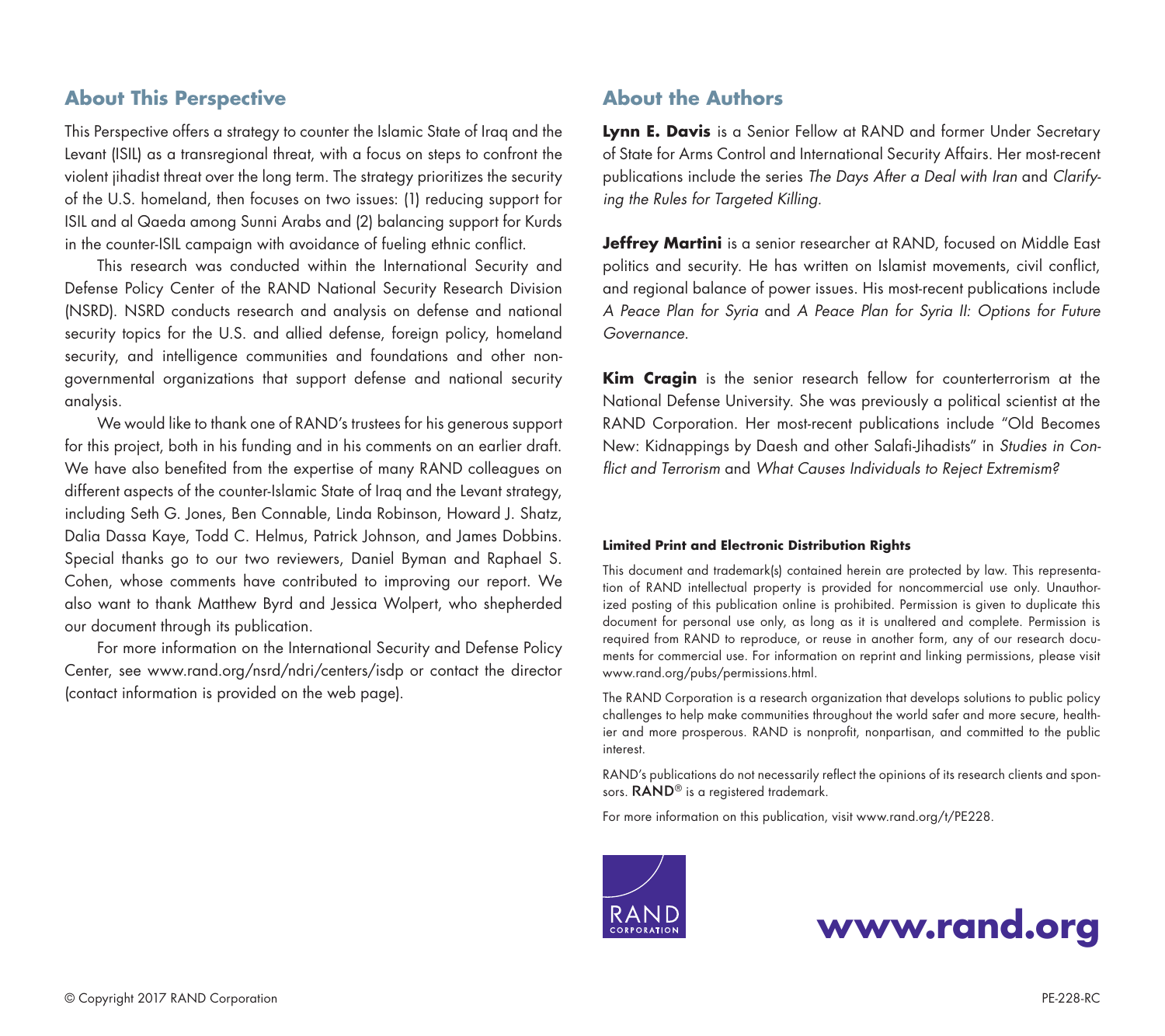## About This Perspective

This Perspective offers a strategy to counter the Islamic State of Iraq and the Levant (ISIL) as a transregional threat, with a focus on steps to confront the violent jihadist threat over the long term. The strategy prioritizes the security of the U.S. homeland, then focuses on two issues: (1) reducing support for ISIL and al Qaeda among Sunni Arabs and (2) balancing support for Kurds in the counter-ISIL campaign with avoidance of fueling ethnic conflict.

This research was conducted within the International Security and Defense Policy Center of the RAND National Security Research Division (NSRD). NSRD conducts research and analysis on defense and national security topics for the U.S. and allied defense, foreign policy, homeland security, and intelligence communities and foundations and other non-governmental organizations that support defense and national security analysis.

We would like to thank one of RAND's trustees for his generous support for this project, both in his funding and in his comments on an earlier draft. We have also benefited from the expertise of many RAND colleagues on different aspects of the counter-Islamic State of Iraq and the Levant strategy, including Seth G. Jones, Ben Connable, Linda Robinson, Howard J. Shatz, Dalia Dassa Kaye, Todd C. Helmus, Patrick Johnson, and James Dobbins. Special thanks go to our two reviewers, Daniel Byman and Raphael S. Cohen, whose comments have contributed to improving our report. We also want to thank Matthew Byrd and Jessica Wolpert, who shepherded our document through its publication.

For more information on the International Security and Defense Policy Center, see www.rand.org/nsrd/ndri/centers/isdp or contact the director (contact information is provided on the web page).

## About the Authors

**Lynn E. Davis** is a Senior Fellow at RAND and former Under Secretary of State for Arms Control and International Security Affairs. Her most-recent publications include the series *The Days After a Deal with Iran* and *Clarifying the Rules for Targeted Killing*.

**Jeffrey Martini** is a senior researcher at RAND, focused on Middle East politics and security. He has written on Islamist movements, civil conflict, and regional balance of power issues. His most-recent publications include *A Peace Plan for Syria* and *A Peace Plan for Syria II: Options for Future Governance*.

**Kim Cragin** is the senior research fellow for counterterrorism at the National Defense University. She was previously a political scientist at the RAND Corporation. Her most-recent publications include "Old Becomes New: Kidnappings by Daesh and other Salafi-Jihadists" in *Studies in Conflict and Terrorism* and *What Causes Individuals to Reject Extremism?*

**Limited Print and Electronic Distribution Rights**

This document and trademark(s) contained herein are protected by law. This representation of RAND intellectual property is provided for noncommercial use only. Unauthorized posting of this publication online is prohibited. Permission is given to duplicate this document for personal use only, as long as it is unaltered and complete. Permission is required from RAND to reproduce, or reuse in another form, any of our research documents for commercial use. For information on reprint and linking permissions, please visit www.rand.org/pubs/permissions.html.

The RAND Corporation is a research organization that develops solutions to public policy challenges to help make communities throughout the world safer and more secure, healthier and more prosperous. RAND is nonprofit, nonpartisan, and committed to the public interest.

RAND's publications do not necessarily reflect the opinions of its research clients and sponsors. **RAND**® is a registered trademark.

For more information on this publication, visit www.rand.org/t/PE228.

RAND CORPORATION

**www.rand.org**

© Copyright 2017 RAND Corporation

PE-228-RC